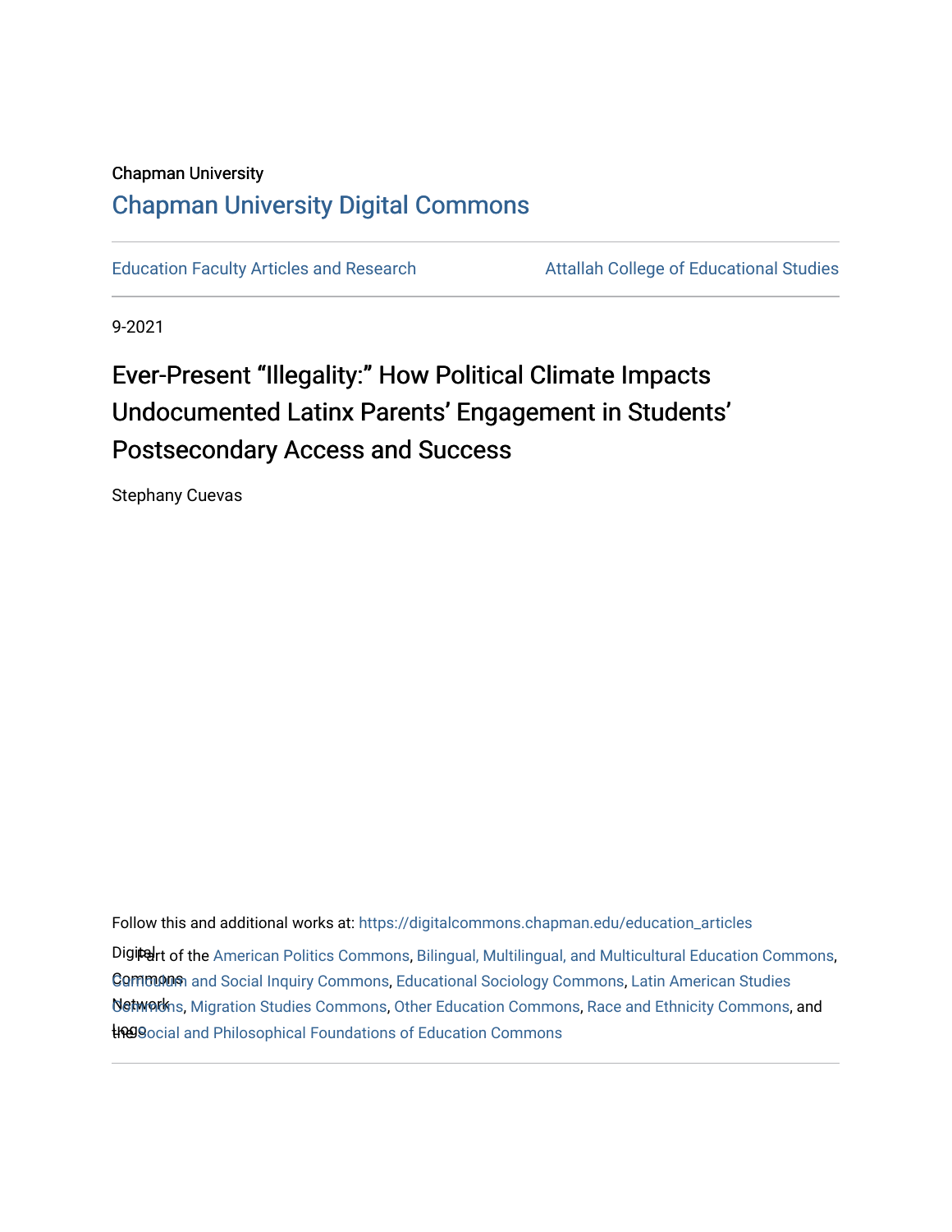Chapman University

# Chapman University Digital Commons

Education Faculty Articles and Research

Attallah College of Educational Studies

9-2021

## Ever-Present "Illegality:" How Political Climate Impacts Undocumented Latinx Parents' Engagement in Students' Postsecondary Access and Success

Stephany Cuevas

Follow this and additional works at: https://digitalcommons.chapman.edu/education_articles

Part of the American Politics Commons, Bilingual, Multilingual, and Multicultural Education Commons, Curriculum and Social Inquiry Commons, Educational Sociology Commons, Latin American Studies Commons, Migration Studies Commons, Other Education Commons, Race and Ethnicity Commons, and the Social and Philosophical Foundations of Education Commons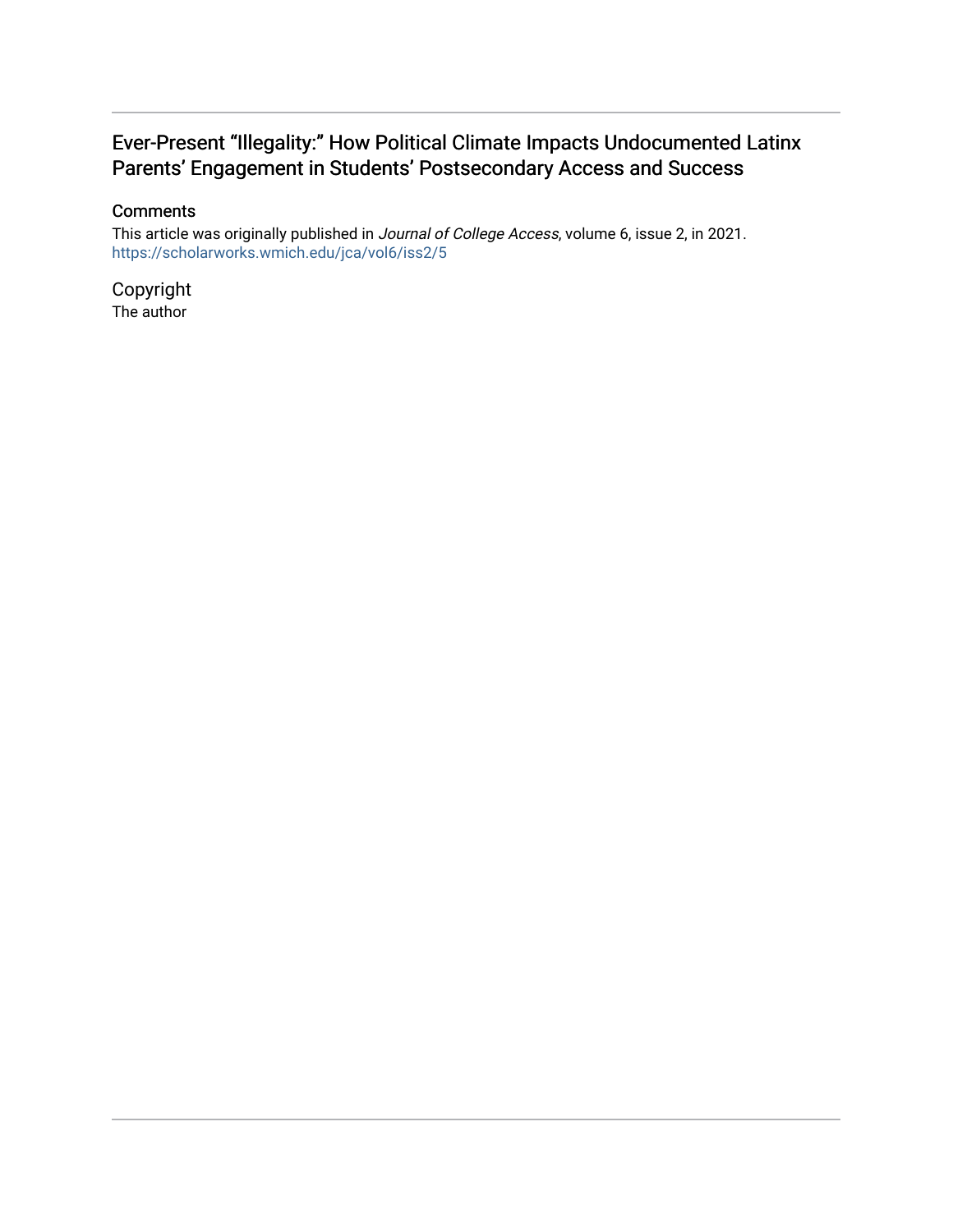# Ever-Present "Illegality:" How Political Climate Impacts Undocumented Latinx Parents' Engagement in Students' Postsecondary Access and Success

## Comments

This article was originally published in *Journal of College Access*, volume 6, issue 2, in 2021. https://scholarworks.wmich.edu/jca/vol6/iss2/5

## Copyright

The author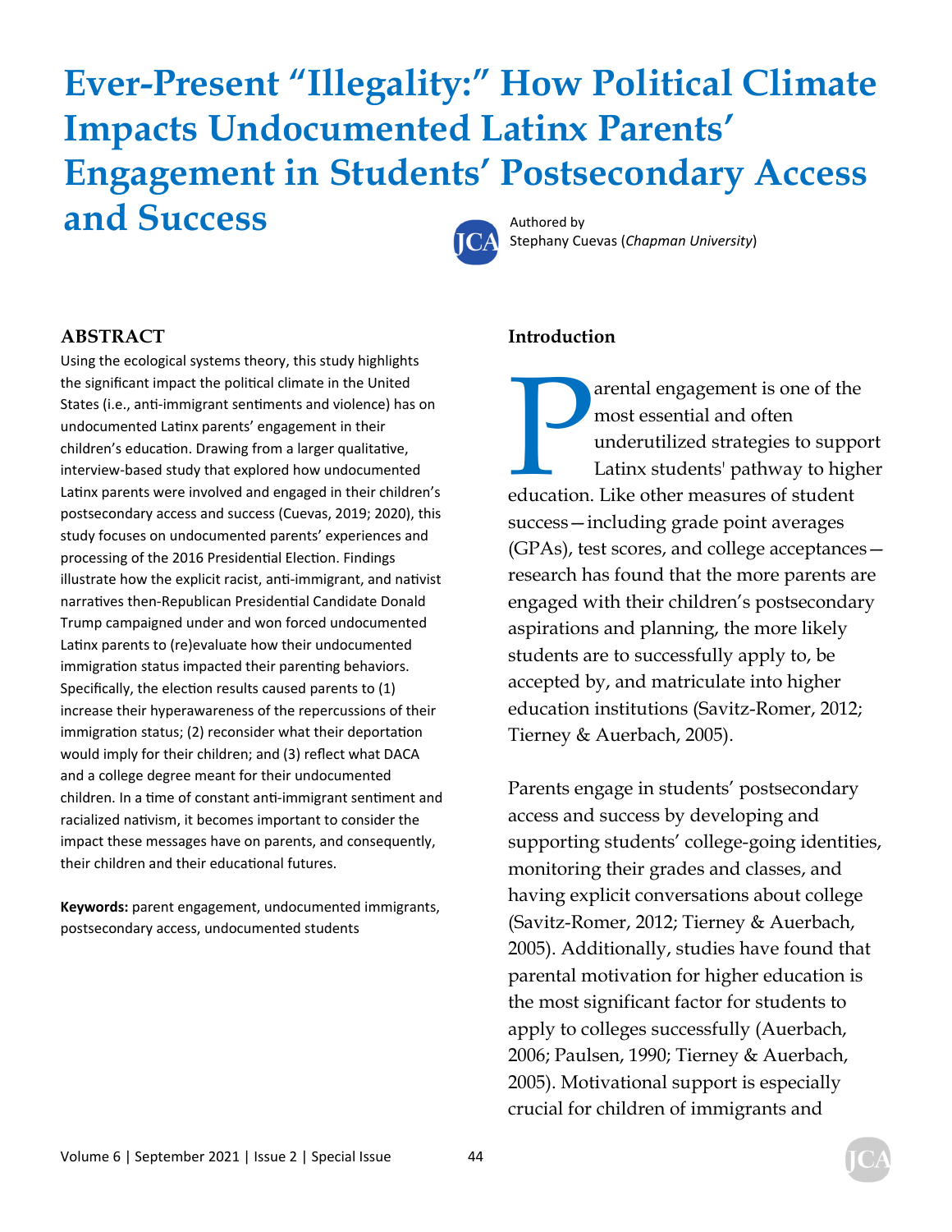# Ever-Present "Illegality:" How Political Climate Impacts Undocumented Latinx Parents' Engagement in Students' Postsecondary Access and Success

Authored by
Stephany Cuevas (*Chapman University*)

## ABSTRACT

Using the ecological systems theory, this study highlights the significant impact the political climate in the United States (i.e., anti-immigrant sentiments and violence) has on undocumented Latinx parents' engagement in their children's education. Drawing from a larger qualitative, interview-based study that explored how undocumented Latinx parents were involved and engaged in their children's postsecondary access and success (Cuevas, 2019; 2020), this study focuses on undocumented parents' experiences and processing of the 2016 Presidential Election. Findings illustrate how the explicit racist, anti-immigrant, and nativist narratives then-Republican Presidential Candidate Donald Trump campaigned under and won forced undocumented Latinx parents to (re)evaluate how their undocumented immigration status impacted their parenting behaviors. Specifically, the election results caused parents to (1) increase their hyperawareness of the repercussions of their immigration status; (2) reconsider what their deportation would imply for their children; and (3) reflect what DACA and a college degree meant for their undocumented children. In a time of constant anti-immigrant sentiment and racialized nativism, it becomes important to consider the impact these messages have on parents, and consequently, their children and their educational futures.

**Keywords:** parent engagement, undocumented immigrants, postsecondary access, undocumented students

## Introduction

Parental engagement is one of the most essential and often underutilized strategies to support Latinx students' pathway to higher education. Like other measures of student success—including grade point averages (GPAs), test scores, and college acceptances—research has found that the more parents are engaged with their children's postsecondary aspirations and planning, the more likely students are to successfully apply to, be accepted by, and matriculate into higher education institutions (Savitz-Romer, 2012; Tierney & Auerbach, 2005).

Parents engage in students' postsecondary access and success by developing and supporting students' college-going identities, monitoring their grades and classes, and having explicit conversations about college (Savitz-Romer, 2012; Tierney & Auerbach, 2005). Additionally, studies have found that parental motivation for higher education is the most significant factor for students to apply to colleges successfully (Auerbach, 2006; Paulsen, 1990; Tierney & Auerbach, 2005). Motivational support is especially crucial for children of immigrants and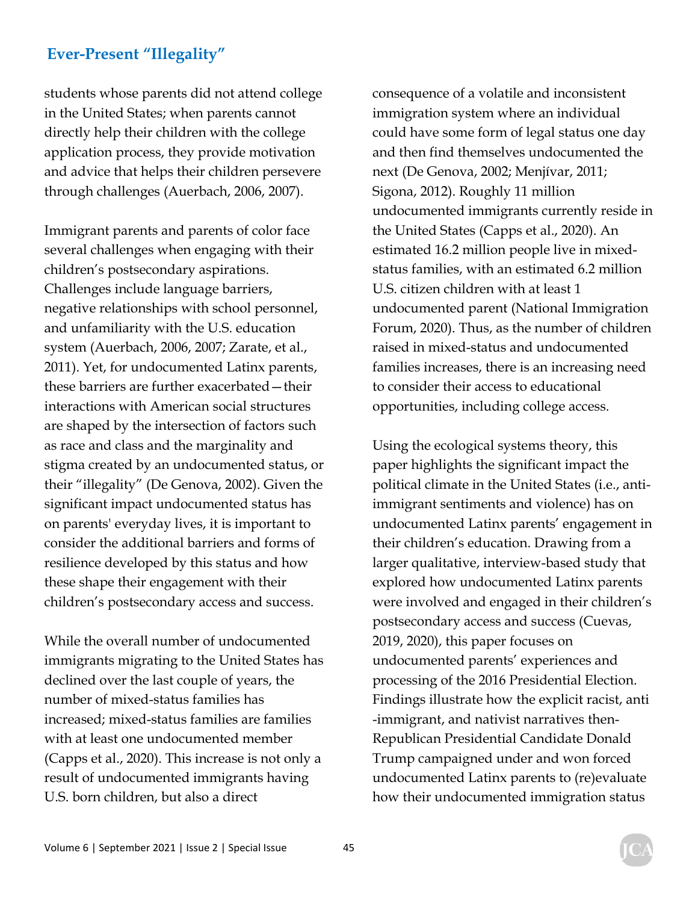students whose parents did not attend college in the United States; when parents cannot directly help their children with the college application process, they provide motivation and advice that helps their children persevere through challenges (Auerbach, 2006, 2007).

Immigrant parents and parents of color face several challenges when engaging with their children's postsecondary aspirations. Challenges include language barriers, negative relationships with school personnel, and unfamiliarity with the U.S. education system (Auerbach, 2006, 2007; Zarate, et al., 2011). Yet, for undocumented Latinx parents, these barriers are further exacerbated—their interactions with American social structures are shaped by the intersection of factors such as race and class and the marginality and stigma created by an undocumented status, or their "illegality" (De Genova, 2002). Given the significant impact undocumented status has on parents' everyday lives, it is important to consider the additional barriers and forms of resilience developed by this status and how these shape their engagement with their children's postsecondary access and success.

While the overall number of undocumented immigrants migrating to the United States has declined over the last couple of years, the number of mixed-status families has increased; mixed-status families are families with at least one undocumented member (Capps et al., 2020). This increase is not only a result of undocumented immigrants having U.S. born children, but also a direct consequence of a volatile and inconsistent immigration system where an individual could have some form of legal status one day and then find themselves undocumented the next (De Genova, 2002; Menjívar, 2011; Sigona, 2012). Roughly 11 million undocumented immigrants currently reside in the United States (Capps et al., 2020). An estimated 16.2 million people live in mixed-status families, with an estimated 6.2 million U.S. citizen children with at least 1 undocumented parent (National Immigration Forum, 2020). Thus, as the number of children raised in mixed-status and undocumented families increases, there is an increasing need to consider their access to educational opportunities, including college access.

Using the ecological systems theory, this paper highlights the significant impact the political climate in the United States (i.e., anti-immigrant sentiments and violence) has on undocumented Latinx parents' engagement in their children's education. Drawing from a larger qualitative, interview-based study that explored how undocumented Latinx parents were involved and engaged in their children's postsecondary access and success (Cuevas, 2019, 2020), this paper focuses on undocumented parents' experiences and processing of the 2016 Presidential Election. Findings illustrate how the explicit racist, anti-immigrant, and nativist narratives then-Republican Presidential Candidate Donald Trump campaigned under and won forced undocumented Latinx parents to (re)evaluate how their undocumented immigration status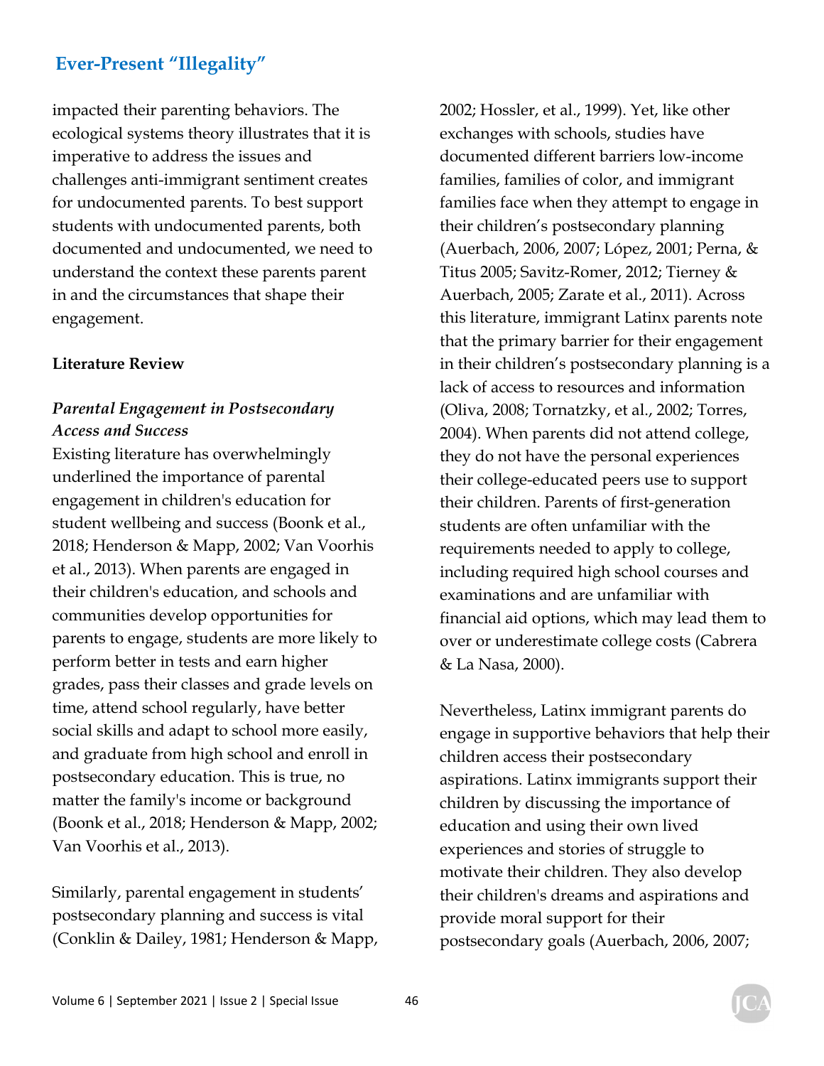impacted their parenting behaviors. The ecological systems theory illustrates that it is imperative to address the issues and challenges anti-immigrant sentiment creates for undocumented parents. To best support students with undocumented parents, both documented and undocumented, we need to understand the context these parents parent in and the circumstances that shape their engagement.

## Literature Review

### *Parental Engagement in Postsecondary Access and Success*

Existing literature has overwhelmingly underlined the importance of parental engagement in children's education for student wellbeing and success (Boonk et al., 2018; Henderson & Mapp, 2002; Van Voorhis et al., 2013). When parents are engaged in their children's education, and schools and communities develop opportunities for parents to engage, students are more likely to perform better in tests and earn higher grades, pass their classes and grade levels on time, attend school regularly, have better social skills and adapt to school more easily, and graduate from high school and enroll in postsecondary education. This is true, no matter the family's income or background (Boonk et al., 2018; Henderson & Mapp, 2002; Van Voorhis et al., 2013).

Similarly, parental engagement in students' postsecondary planning and success is vital (Conklin & Dailey, 1981; Henderson & Mapp, 2002; Hossler, et al., 1999). Yet, like other exchanges with schools, studies have documented different barriers low-income families, families of color, and immigrant families face when they attempt to engage in their children's postsecondary planning (Auerbach, 2006, 2007; López, 2001; Perna, & Titus 2005; Savitz-Romer, 2012; Tierney & Auerbach, 2005; Zarate et al., 2011). Across this literature, immigrant Latinx parents note that the primary barrier for their engagement in their children's postsecondary planning is a lack of access to resources and information (Oliva, 2008; Tornatzky, et al., 2002; Torres, 2004). When parents did not attend college, they do not have the personal experiences their college-educated peers use to support their children. Parents of first-generation students are often unfamiliar with the requirements needed to apply to college, including required high school courses and examinations and are unfamiliar with financial aid options, which may lead them to over or underestimate college costs (Cabrera & La Nasa, 2000).

Nevertheless, Latinx immigrant parents do engage in supportive behaviors that help their children access their postsecondary aspirations. Latinx immigrants support their children by discussing the importance of education and using their own lived experiences and stories of struggle to motivate their children. They also develop their children's dreams and aspirations and provide moral support for their postsecondary goals (Auerbach, 2006, 2007;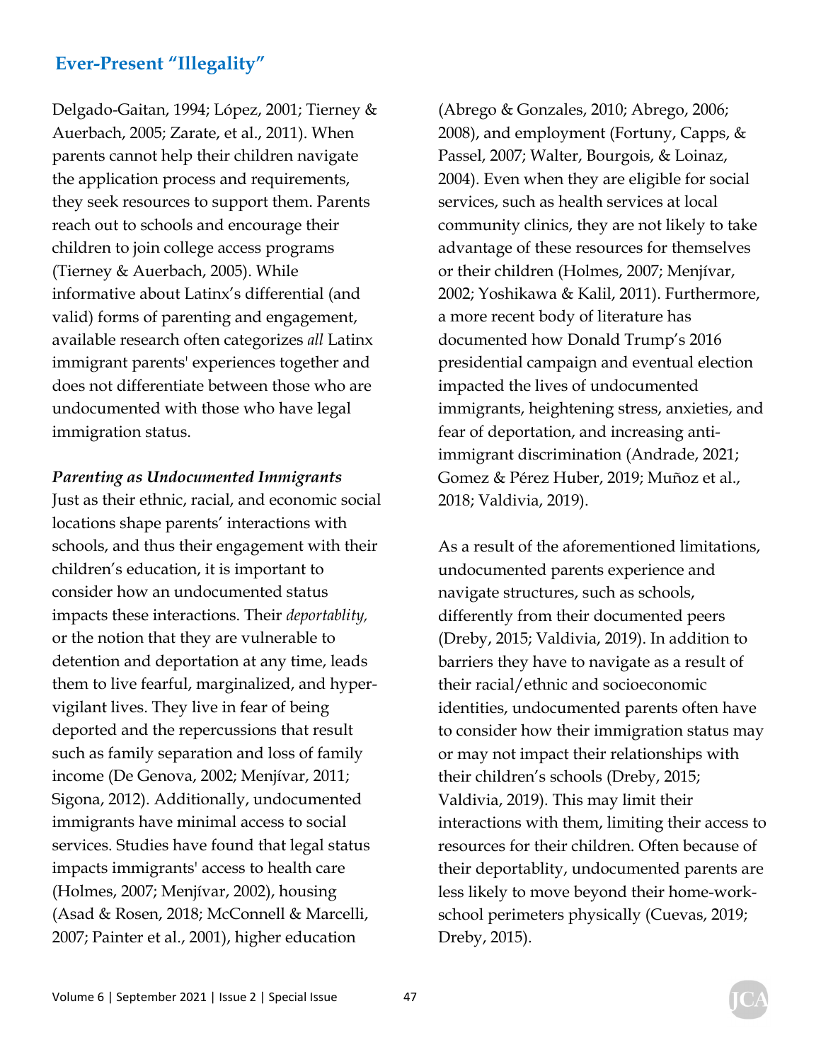Delgado-Gaitan, 1994; López, 2001; Tierney & Auerbach, 2005; Zarate, et al., 2011). When parents cannot help their children navigate the application process and requirements, they seek resources to support them. Parents reach out to schools and encourage their children to join college access programs (Tierney & Auerbach, 2005). While informative about Latinx's differential (and valid) forms of parenting and engagement, available research often categorizes *all* Latinx immigrant parents' experiences together and does not differentiate between those who are undocumented with those who have legal immigration status.

### *Parenting as Undocumented Immigrants*

Just as their ethnic, racial, and economic social locations shape parents' interactions with schools, and thus their engagement with their children's education, it is important to consider how an undocumented status impacts these interactions. Their *deportablity,* or the notion that they are vulnerable to detention and deportation at any time, leads them to live fearful, marginalized, and hyper-vigilant lives. They live in fear of being deported and the repercussions that result such as family separation and loss of family income (De Genova, 2002; Menjívar, 2011; Sigona, 2012). Additionally, undocumented immigrants have minimal access to social services. Studies have found that legal status impacts immigrants' access to health care (Holmes, 2007; Menjívar, 2002), housing (Asad & Rosen, 2018; McConnell & Marcelli, 2007; Painter et al., 2001), higher education (Abrego & Gonzales, 2010; Abrego, 2006; 2008), and employment (Fortuny, Capps, & Passel, 2007; Walter, Bourgois, & Loinaz, 2004). Even when they are eligible for social services, such as health services at local community clinics, they are not likely to take advantage of these resources for themselves or their children (Holmes, 2007; Menjívar, 2002; Yoshikawa & Kalil, 2011). Furthermore, a more recent body of literature has documented how Donald Trump's 2016 presidential campaign and eventual election impacted the lives of undocumented immigrants, heightening stress, anxieties, and fear of deportation, and increasing anti-immigrant discrimination (Andrade, 2021; Gomez & Pérez Huber, 2019; Muñoz et al., 2018; Valdivia, 2019).

As a result of the aforementioned limitations, undocumented parents experience and navigate structures, such as schools, differently from their documented peers (Dreby, 2015; Valdivia, 2019). In addition to barriers they have to navigate as a result of their racial/ethnic and socioeconomic identities, undocumented parents often have to consider how their immigration status may or may not impact their relationships with their children's schools (Dreby, 2015; Valdivia, 2019). This may limit their interactions with them, limiting their access to resources for their children. Often because of their deportablity, undocumented parents are less likely to move beyond their home-work-school perimeters physically (Cuevas, 2019; Dreby, 2015).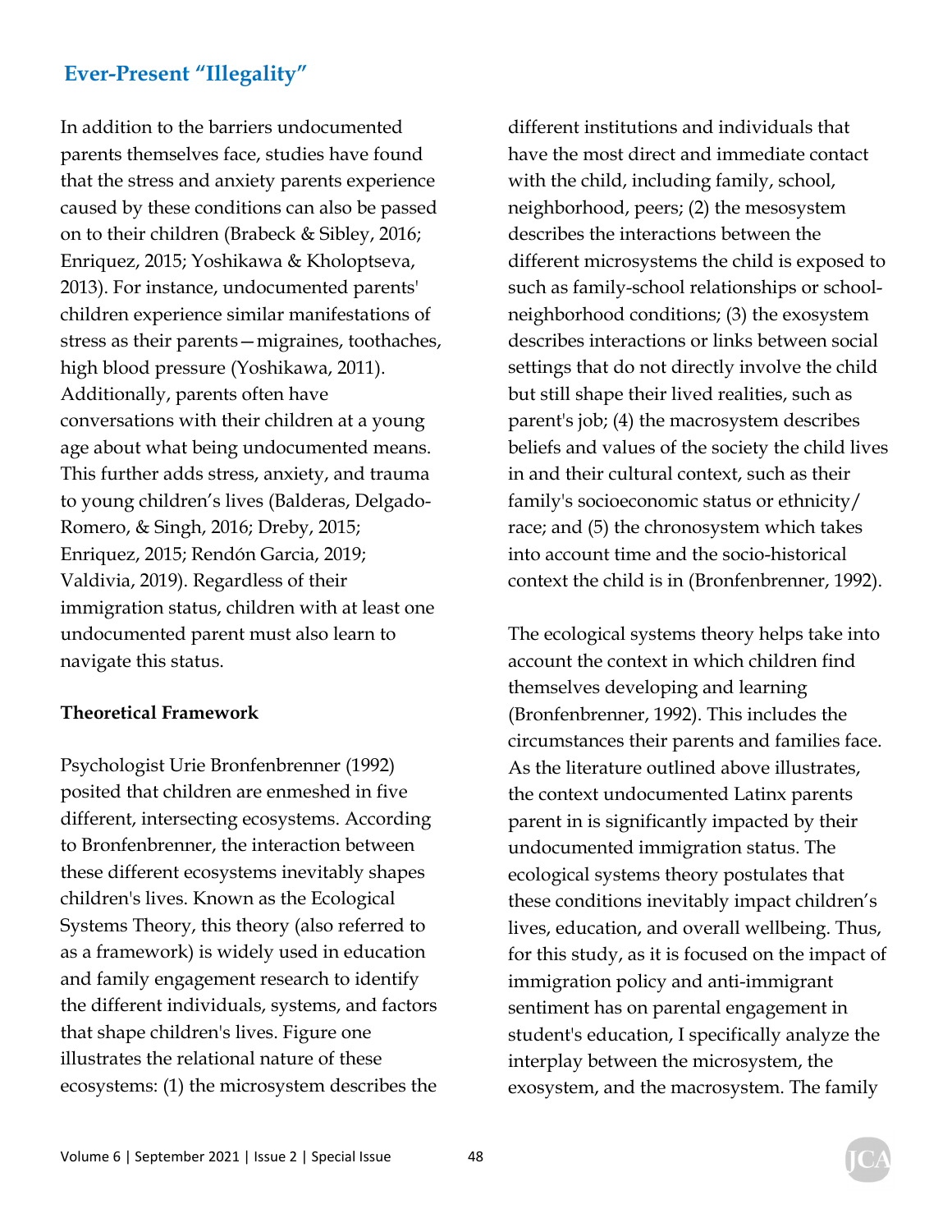## Ever-Present "Illegality"

In addition to the barriers undocumented parents themselves face, studies have found that the stress and anxiety parents experience caused by these conditions can also be passed on to their children (Brabeck & Sibley, 2016; Enriquez, 2015; Yoshikawa & Kholoptseva, 2013). For instance, undocumented parents' children experience similar manifestations of stress as their parents—migraines, toothaches, high blood pressure (Yoshikawa, 2011). Additionally, parents often have conversations with their children at a young age about what being undocumented means. This further adds stress, anxiety, and trauma to young children's lives (Balderas, Delgado-Romero, & Singh, 2016; Dreby, 2015; Enriquez, 2015; Rendón Garcia, 2019; Valdivia, 2019). Regardless of their immigration status, children with at least one undocumented parent must also learn to navigate this status.

**Theoretical Framework**

Psychologist Urie Bronfenbrenner (1992) posited that children are enmeshed in five different, intersecting ecosystems. According to Bronfenbrenner, the interaction between these different ecosystems inevitably shapes children's lives. Known as the Ecological Systems Theory, this theory (also referred to as a framework) is widely used in education and family engagement research to identify the different individuals, systems, and factors that shape children's lives. Figure one illustrates the relational nature of these ecosystems: (1) the microsystem describes the different institutions and individuals that have the most direct and immediate contact with the child, including family, school, neighborhood, peers; (2) the mesosystem describes the interactions between the different microsystems the child is exposed to such as family-school relationships or school-neighborhood conditions; (3) the exosystem describes interactions or links between social settings that do not directly involve the child but still shape their lived realities, such as parent's job; (4) the macrosystem describes beliefs and values of the society the child lives in and their cultural context, such as their family's socioeconomic status or ethnicity/race; and (5) the chronosystem which takes into account time and the socio-historical context the child is in (Bronfenbrenner, 1992).

The ecological systems theory helps take into account the context in which children find themselves developing and learning (Bronfenbrenner, 1992). This includes the circumstances their parents and families face. As the literature outlined above illustrates, the context undocumented Latinx parents parent in is significantly impacted by their undocumented immigration status. The ecological systems theory postulates that these conditions inevitably impact children's lives, education, and overall wellbeing. Thus, for this study, as it is focused on the impact of immigration policy and anti-immigrant sentiment has on parental engagement in student's education, I specifically analyze the interplay between the microsystem, the exosystem, and the macrosystem. The family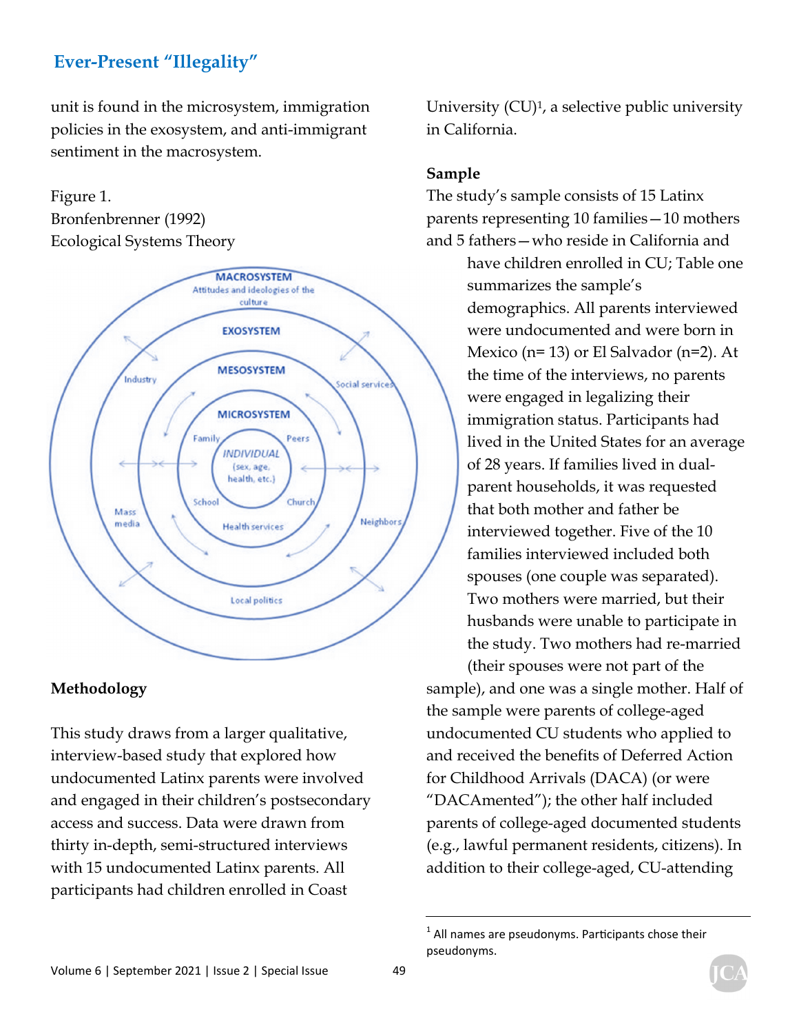unit is found in the microsystem, immigration policies in the exosystem, and anti-immigrant sentiment in the macrosystem.

Figure 1.
Bronfenbrenner (1992)
Ecological Systems Theory

MACROSYSTEM
Attitudes and ideologies of the culture
EXOSYSTEM
MESOSYSTEM
MICROSYSTEM
INDIVIDUAL
(sex, age, health, etc.)
Family
Peers
School
Church
Health services
Industry
Social services
Mass media
Neighbors
Local politics

## Methodology

This study draws from a larger qualitative, interview-based study that explored how undocumented Latinx parents were involved and engaged in their children's postsecondary access and success. Data were drawn from thirty in-depth, semi-structured interviews with 15 undocumented Latinx parents. All participants had children enrolled in Coast University (CU)[1], a selective public university in California.

### Sample

The study's sample consists of 15 Latinx parents representing 10 families—10 mothers and 5 fathers—who reside in California and have children enrolled in CU; Table one summarizes the sample's demographics. All parents interviewed were undocumented and were born in Mexico (n= 13) or El Salvador (n=2). At the time of the interviews, no parents were engaged in legalizing their immigration status. Participants had lived in the United States for an average of 28 years. If families lived in dual-parent households, it was requested that both mother and father be interviewed together. Five of the 10 families interviewed included both spouses (one couple was separated). Two mothers were married, but their husbands were unable to participate in the study. Two mothers had re-married (their spouses were not part of the sample), and one was a single mother. Half of the sample were parents of college-aged undocumented CU students who applied to and received the benefits of Deferred Action for Childhood Arrivals (DACA) (or were "DACAmented"); the other half included parents of college-aged documented students (e.g., lawful permanent residents, citizens). In addition to their college-aged, CU-attending

[1] All names are pseudonyms. Participants chose their pseudonyms.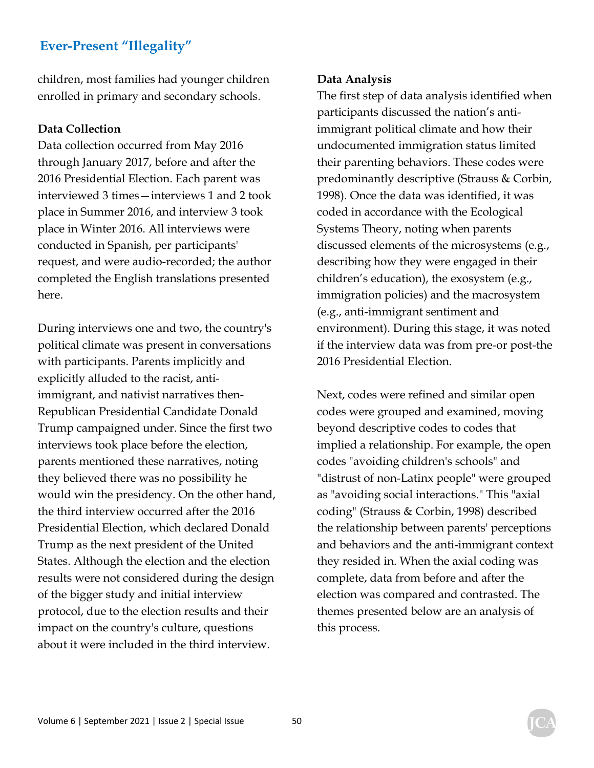children, most families had younger children enrolled in primary and secondary schools.

**Data Collection**

Data collection occurred from May 2016 through January 2017, before and after the 2016 Presidential Election. Each parent was interviewed 3 times—interviews 1 and 2 took place in Summer 2016, and interview 3 took place in Winter 2016. All interviews were conducted in Spanish, per participants' request, and were audio-recorded; the author completed the English translations presented here.

During interviews one and two, the country's political climate was present in conversations with participants. Parents implicitly and explicitly alluded to the racist, anti-immigrant, and nativist narratives then-Republican Presidential Candidate Donald Trump campaigned under. Since the first two interviews took place before the election, parents mentioned these narratives, noting they believed there was no possibility he would win the presidency. On the other hand, the third interview occurred after the 2016 Presidential Election, which declared Donald Trump as the next president of the United States. Although the election and the election results were not considered during the design of the bigger study and initial interview protocol, due to the election results and their impact on the country's culture, questions about it were included in the third interview.

**Data Analysis**

The first step of data analysis identified when participants discussed the nation's anti-immigrant political climate and how their undocumented immigration status limited their parenting behaviors. These codes were predominantly descriptive (Strauss & Corbin, 1998). Once the data was identified, it was coded in accordance with the Ecological Systems Theory, noting when parents discussed elements of the microsystems (e.g., describing how they were engaged in their children's education), the exosystem (e.g., immigration policies) and the macrosystem (e.g., anti-immigrant sentiment and environment). During this stage, it was noted if the interview data was from pre-or post-the 2016 Presidential Election.

Next, codes were refined and similar open codes were grouped and examined, moving beyond descriptive codes to codes that implied a relationship. For example, the open codes "avoiding children's schools" and "distrust of non-Latinx people" were grouped as "avoiding social interactions." This "axial coding" (Strauss & Corbin, 1998) described the relationship between parents' perceptions and behaviors and the anti-immigrant context they resided in. When the axial coding was complete, data from before and after the election was compared and contrasted. The themes presented below are an analysis of this process.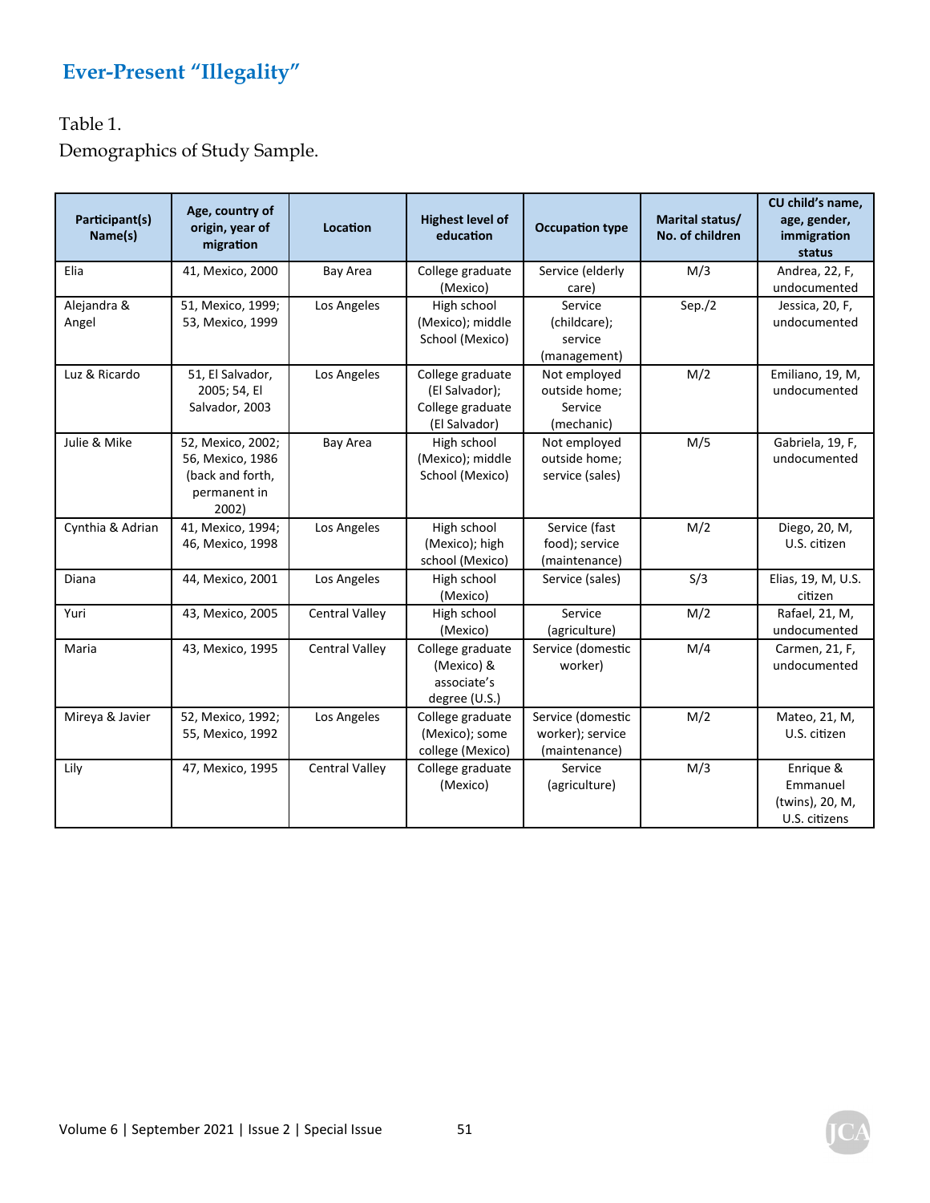Table 1.
Demographics of Study Sample.

| Participant(s) Name(s) | Age, country of origin, year of migration | Location | Highest level of education | Occupation type | Marital status/ No. of children | CU child's name, age, gender, immigration status |
|---|---|---|---|---|---|---|
| Elia | 41, Mexico, 2000 | Bay Area | College graduate (Mexico) | Service (elderly care) | M/3 | Andrea, 22, F, undocumented |
| Alejandra & Angel | 51, Mexico, 1999; 53, Mexico, 1999 | Los Angeles | High school (Mexico); middle School (Mexico) | Service (childcare); service (management) | Sep./2 | Jessica, 20, F, undocumented |
| Luz & Ricardo | 51, El Salvador, 2005; 54, El Salvador, 2003 | Los Angeles | College graduate (El Salvador); College graduate (El Salvador) | Not employed outside home; Service (mechanic) | M/2 | Emiliano, 19, M, undocumented |
| Julie & Mike | 52, Mexico, 2002; 56, Mexico, 1986 (back and forth, permanent in 2002) | Bay Area | High school (Mexico); middle School (Mexico) | Not employed outside home; service (sales) | M/5 | Gabriela, 19, F, undocumented |
| Cynthia & Adrian | 41, Mexico, 1994; 46, Mexico, 1998 | Los Angeles | High school (Mexico); high school (Mexico) | Service (fast food); service (maintenance) | M/2 | Diego, 20, M, U.S. citizen |
| Diana | 44, Mexico, 2001 | Los Angeles | High school (Mexico) | Service (sales) | S/3 | Elias, 19, M, U.S. citizen |
| Yuri | 43, Mexico, 2005 | Central Valley | High school (Mexico) | Service (agriculture) | M/2 | Rafael, 21, M, undocumented |
| Maria | 43, Mexico, 1995 | Central Valley | College graduate (Mexico) & associate's degree (U.S.) | Service (domestic worker) | M/4 | Carmen, 21, F, undocumented |
| Mireya & Javier | 52, Mexico, 1992; 55, Mexico, 1992 | Los Angeles | College graduate (Mexico); some college (Mexico) | Service (domestic worker); service (maintenance) | M/2 | Mateo, 21, M, U.S. citizen |
| Lily | 47, Mexico, 1995 | Central Valley | College graduate (Mexico) | Service (agriculture) | M/3 | Enrique & Emmanuel (twins), 20, M, U.S. citizens |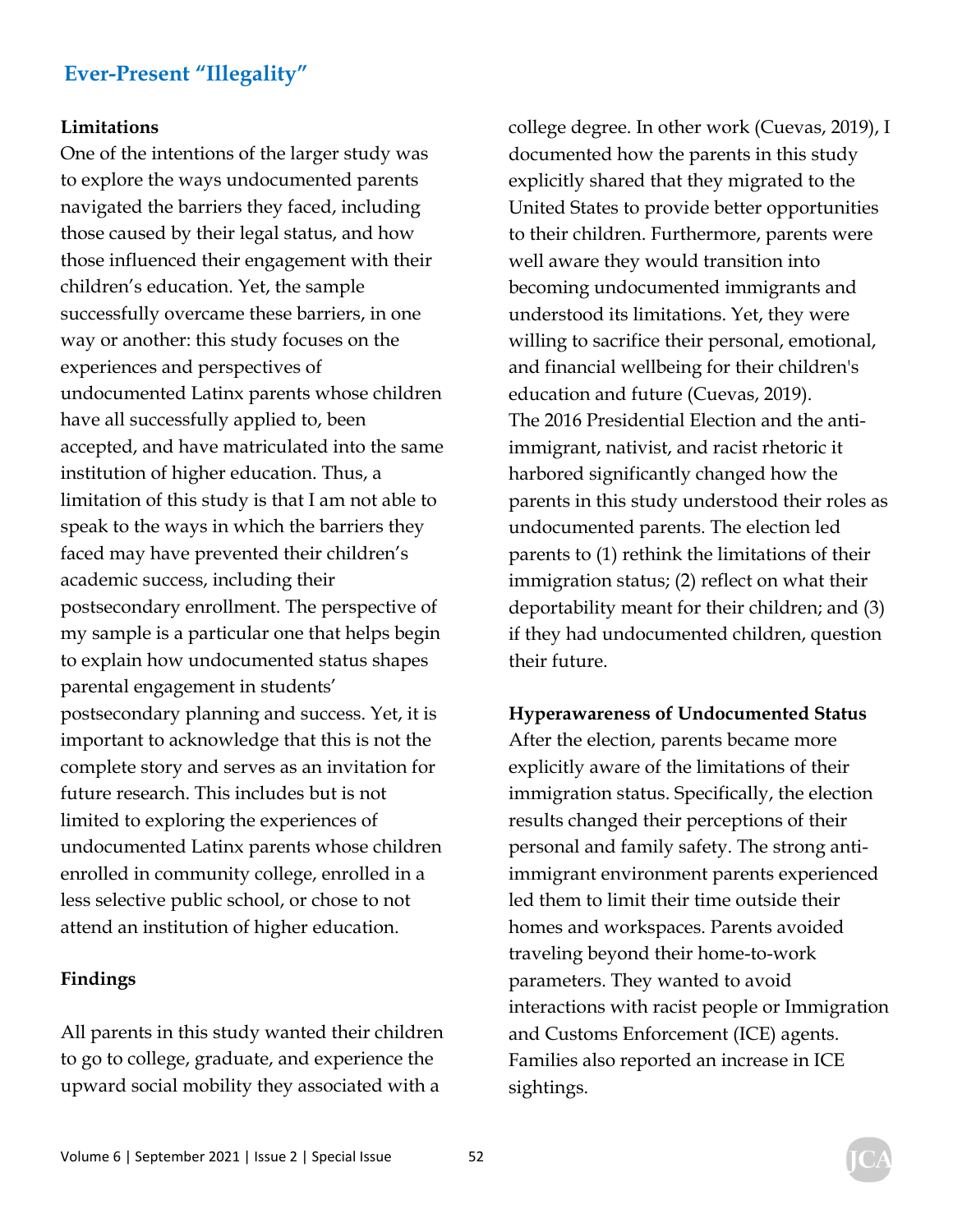### Limitations

One of the intentions of the larger study was to explore the ways undocumented parents navigated the barriers they faced, including those caused by their legal status, and how those influenced their engagement with their children's education. Yet, the sample successfully overcame these barriers, in one way or another: this study focuses on the experiences and perspectives of undocumented Latinx parents whose children have all successfully applied to, been accepted, and have matriculated into the same institution of higher education. Thus, a limitation of this study is that I am not able to speak to the ways in which the barriers they faced may have prevented their children's academic success, including their postsecondary enrollment. The perspective of my sample is a particular one that helps begin to explain how undocumented status shapes parental engagement in students' postsecondary planning and success. Yet, it is important to acknowledge that this is not the complete story and serves as an invitation for future research. This includes but is not limited to exploring the experiences of undocumented Latinx parents whose children enrolled in community college, enrolled in a less selective public school, or chose to not attend an institution of higher education.

### Findings

All parents in this study wanted their children to go to college, graduate, and experience the upward social mobility they associated with a college degree. In other work (Cuevas, 2019), I documented how the parents in this study explicitly shared that they migrated to the United States to provide better opportunities to their children. Furthermore, parents were well aware they would transition into becoming undocumented immigrants and understood its limitations. Yet, they were willing to sacrifice their personal, emotional, and financial wellbeing for their children's education and future (Cuevas, 2019).

The 2016 Presidential Election and the anti-immigrant, nativist, and racist rhetoric it harbored significantly changed how the parents in this study understood their roles as undocumented parents. The election led parents to (1) rethink the limitations of their immigration status; (2) reflect on what their deportability meant for their children; and (3) if they had undocumented children, question their future.

### Hyperawareness of Undocumented Status

After the election, parents became more explicitly aware of the limitations of their immigration status. Specifically, the election results changed their perceptions of their personal and family safety. The strong anti-immigrant environment parents experienced led them to limit their time outside their homes and workspaces. Parents avoided traveling beyond their home-to-work parameters. They wanted to avoid interactions with racist people or Immigration and Customs Enforcement (ICE) agents. Families also reported an increase in ICE sightings.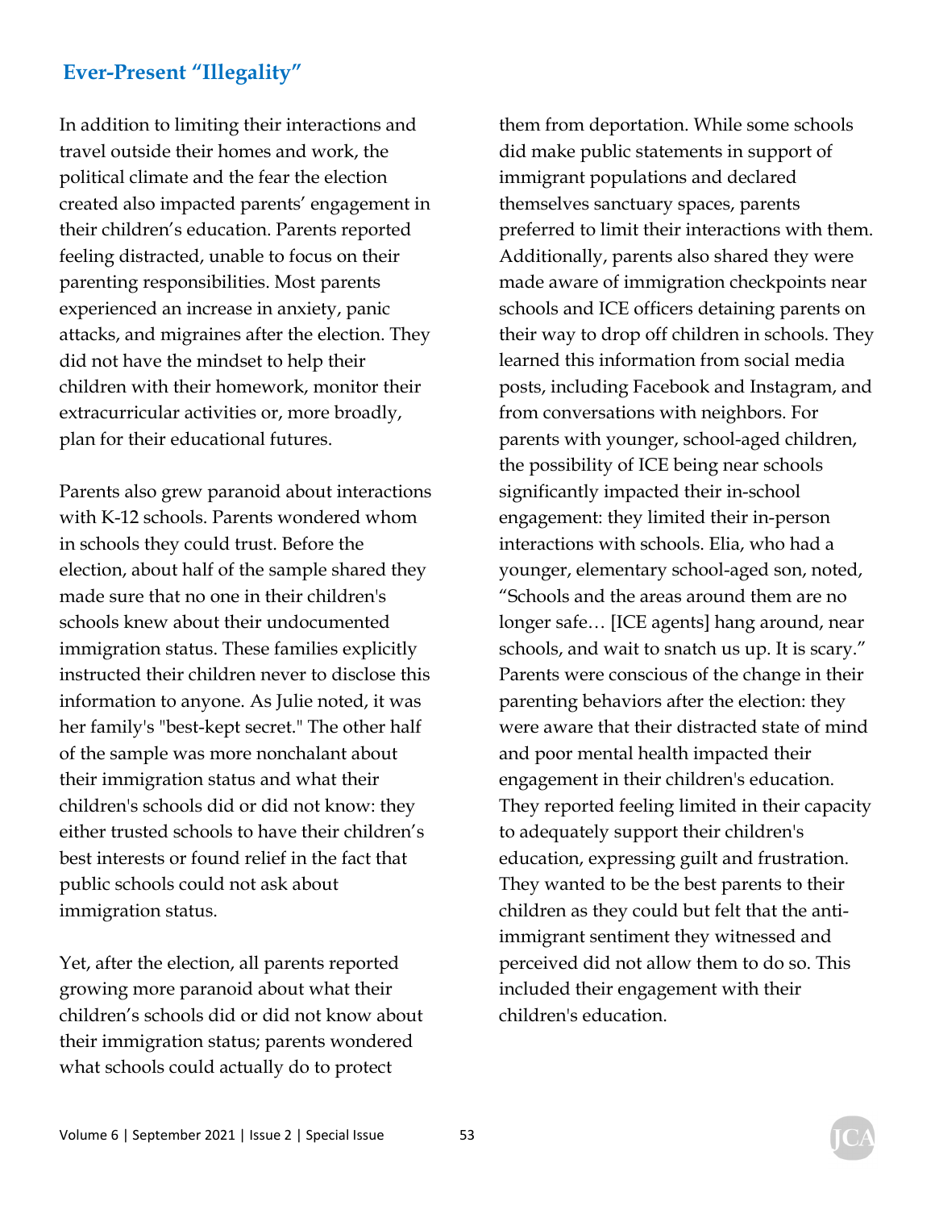## Ever-Present "Illegality"

In addition to limiting their interactions and travel outside their homes and work, the political climate and the fear the election created also impacted parents' engagement in their children's education. Parents reported feeling distracted, unable to focus on their parenting responsibilities. Most parents experienced an increase in anxiety, panic attacks, and migraines after the election. They did not have the mindset to help their children with their homework, monitor their extracurricular activities or, more broadly, plan for their educational futures.

Parents also grew paranoid about interactions with K-12 schools. Parents wondered whom in schools they could trust. Before the election, about half of the sample shared they made sure that no one in their children's schools knew about their undocumented immigration status. These families explicitly instructed their children never to disclose this information to anyone. As Julie noted, it was her family's "best-kept secret." The other half of the sample was more nonchalant about their immigration status and what their children's schools did or did not know: they either trusted schools to have their children's best interests or found relief in the fact that public schools could not ask about immigration status.

Yet, after the election, all parents reported growing more paranoid about what their children's schools did or did not know about their immigration status; parents wondered what schools could actually do to protect them from deportation. While some schools did make public statements in support of immigrant populations and declared themselves sanctuary spaces, parents preferred to limit their interactions with them. Additionally, parents also shared they were made aware of immigration checkpoints near schools and ICE officers detaining parents on their way to drop off children in schools. They learned this information from social media posts, including Facebook and Instagram, and from conversations with neighbors. For parents with younger, school-aged children, the possibility of ICE being near schools significantly impacted their in-school engagement: they limited their in-person interactions with schools. Elia, who had a younger, elementary school-aged son, noted, "Schools and the areas around them are no longer safe… [ICE agents] hang around, near schools, and wait to snatch us up. It is scary." Parents were conscious of the change in their parenting behaviors after the election: they were aware that their distracted state of mind and poor mental health impacted their engagement in their children's education. They reported feeling limited in their capacity to adequately support their children's education, expressing guilt and frustration. They wanted to be the best parents to their children as they could but felt that the anti-immigrant sentiment they witnessed and perceived did not allow them to do so. This included their engagement with their children's education.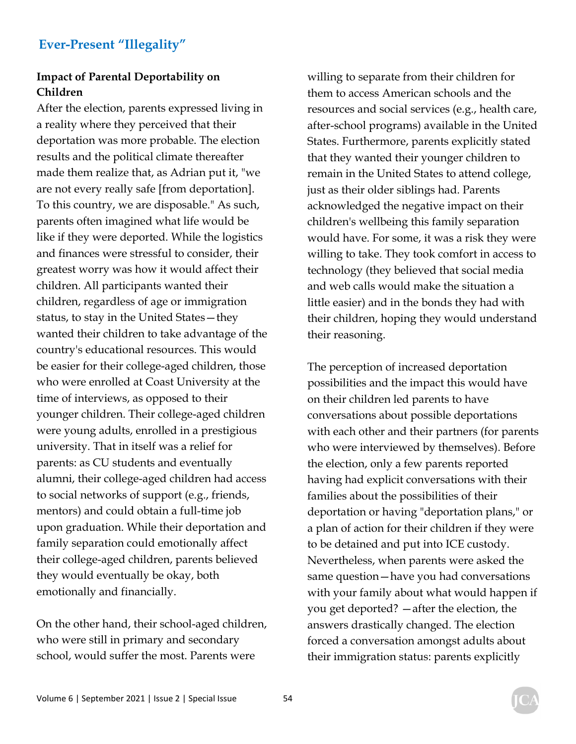## Impact of Parental Deportability on Children

After the election, parents expressed living in a reality where they perceived that their deportation was more probable. The election results and the political climate thereafter made them realize that, as Adrian put it, "we are not every really safe [from deportation]. To this country, we are disposable." As such, parents often imagined what life would be like if they were deported. While the logistics and finances were stressful to consider, their greatest worry was how it would affect their children. All participants wanted their children, regardless of age or immigration status, to stay in the United States—they wanted their children to take advantage of the country's educational resources. This would be easier for their college-aged children, those who were enrolled at Coast University at the time of interviews, as opposed to their younger children. Their college-aged children were young adults, enrolled in a prestigious university. That in itself was a relief for parents: as CU students and eventually alumni, their college-aged children had access to social networks of support (e.g., friends, mentors) and could obtain a full-time job upon graduation. While their deportation and family separation could emotionally affect their college-aged children, parents believed they would eventually be okay, both emotionally and financially.

On the other hand, their school-aged children, who were still in primary and secondary school, would suffer the most. Parents were willing to separate from their children for them to access American schools and the resources and social services (e.g., health care, after-school programs) available in the United States. Furthermore, parents explicitly stated that they wanted their younger children to remain in the United States to attend college, just as their older siblings had. Parents acknowledged the negative impact on their children's wellbeing this family separation would have. For some, it was a risk they were willing to take. They took comfort in access to technology (they believed that social media and web calls would make the situation a little easier) and in the bonds they had with their children, hoping they would understand their reasoning.

The perception of increased deportation possibilities and the impact this would have on their children led parents to have conversations about possible deportations with each other and their partners (for parents who were interviewed by themselves). Before the election, only a few parents reported having had explicit conversations with their families about the possibilities of their deportation or having "deportation plans," or a plan of action for their children if they were to be detained and put into ICE custody. Nevertheless, when parents were asked the same question—have you had conversations with your family about what would happen if you get deported? —after the election, the answers drastically changed. The election forced a conversation amongst adults about their immigration status: parents explicitly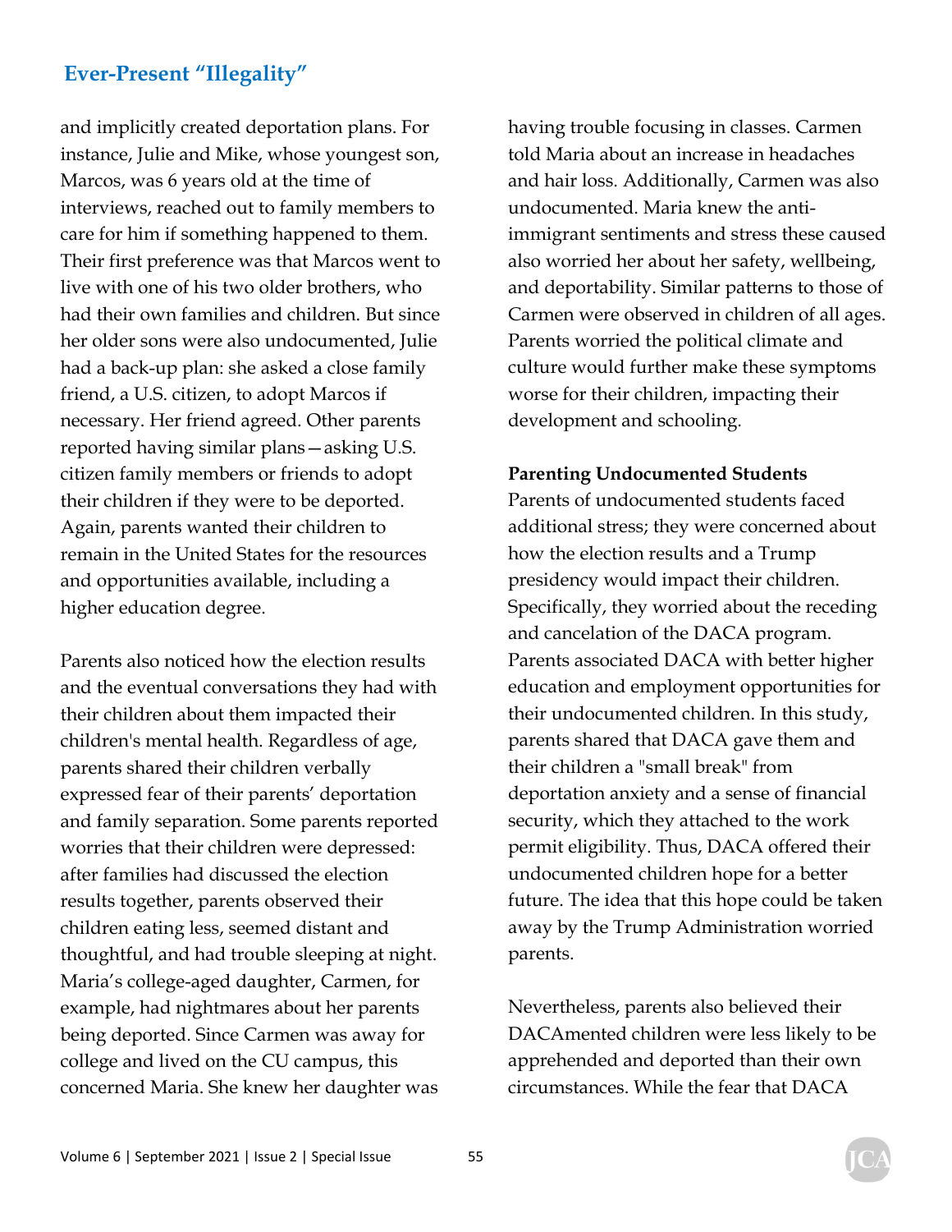and implicitly created deportation plans. For instance, Julie and Mike, whose youngest son, Marcos, was 6 years old at the time of interviews, reached out to family members to care for him if something happened to them. Their first preference was that Marcos went to live with one of his two older brothers, who had their own families and children. But since her older sons were also undocumented, Julie had a back-up plan: she asked a close family friend, a U.S. citizen, to adopt Marcos if necessary. Her friend agreed. Other parents reported having similar plans—asking U.S. citizen family members or friends to adopt their children if they were to be deported. Again, parents wanted their children to remain in the United States for the resources and opportunities available, including a higher education degree.

Parents also noticed how the election results and the eventual conversations they had with their children about them impacted their children's mental health. Regardless of age, parents shared their children verbally expressed fear of their parents' deportation and family separation. Some parents reported worries that their children were depressed: after families had discussed the election results together, parents observed their children eating less, seemed distant and thoughtful, and had trouble sleeping at night. Maria's college-aged daughter, Carmen, for example, had nightmares about her parents being deported. Since Carmen was away for college and lived on the CU campus, this concerned Maria. She knew her daughter was having trouble focusing in classes. Carmen told Maria about an increase in headaches and hair loss. Additionally, Carmen was also undocumented. Maria knew the anti-immigrant sentiments and stress these caused also worried her about her safety, wellbeing, and deportability. Similar patterns to those of Carmen were observed in children of all ages. Parents worried the political climate and culture would further make these symptoms worse for their children, impacting their development and schooling.

**Parenting Undocumented Students**

Parents of undocumented students faced additional stress; they were concerned about how the election results and a Trump presidency would impact their children. Specifically, they worried about the receding and cancelation of the DACA program. Parents associated DACA with better higher education and employment opportunities for their undocumented children. In this study, parents shared that DACA gave them and their children a "small break" from deportation anxiety and a sense of financial security, which they attached to the work permit eligibility. Thus, DACA offered their undocumented children hope for a better future. The idea that this hope could be taken away by the Trump Administration worried parents.

Nevertheless, parents also believed their DACAmented children were less likely to be apprehended and deported than their own circumstances. While the fear that DACA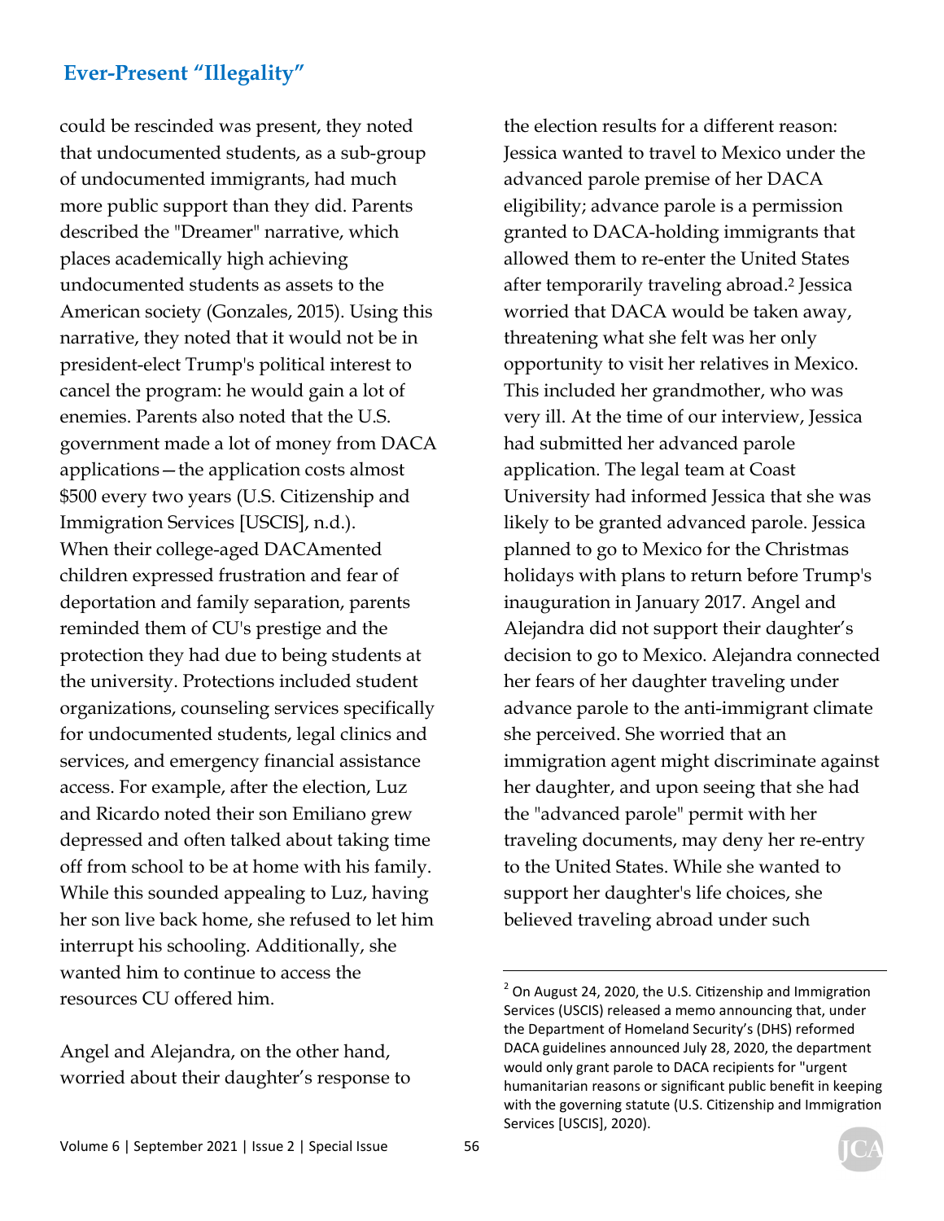could be rescinded was present, they noted that undocumented students, as a sub-group of undocumented immigrants, had much more public support than they did. Parents described the "Dreamer" narrative, which places academically high achieving undocumented students as assets to the American society (Gonzales, 2015). Using this narrative, they noted that it would not be in president-elect Trump's political interest to cancel the program: he would gain a lot of enemies. Parents also noted that the U.S. government made a lot of money from DACA applications—the application costs almost $500 every two years (U.S. Citizenship and Immigration Services [USCIS], n.d.). When their college-aged DACAmented children expressed frustration and fear of deportation and family separation, parents reminded them of CU's prestige and the protection they had due to being students at the university. Protections included student organizations, counseling services specifically for undocumented students, legal clinics and services, and emergency financial assistance access. For example, after the election, Luz and Ricardo noted their son Emiliano grew depressed and often talked about taking time off from school to be at home with his family. While this sounded appealing to Luz, having her son live back home, she refused to let him interrupt his schooling. Additionally, she wanted him to continue to access the resources CU offered him.

Angel and Alejandra, on the other hand, worried about their daughter's response to the election results for a different reason: Jessica wanted to travel to Mexico under the advanced parole premise of her DACA eligibility; advance parole is a permission granted to DACA-holding immigrants that allowed them to re-enter the United States after temporarily traveling abroad.[2] Jessica worried that DACA would be taken away, threatening what she felt was her only opportunity to visit her relatives in Mexico. This included her grandmother, who was very ill. At the time of our interview, Jessica had submitted her advanced parole application. The legal team at Coast University had informed Jessica that she was likely to be granted advanced parole. Jessica planned to go to Mexico for the Christmas holidays with plans to return before Trump's inauguration in January 2017. Angel and Alejandra did not support their daughter's decision to go to Mexico. Alejandra connected her fears of her daughter traveling under advance parole to the anti-immigrant climate she perceived. She worried that an immigration agent might discriminate against her daughter, and upon seeing that she had the "advanced parole" permit with her traveling documents, may deny her re-entry to the United States. While she wanted to support her daughter's life choices, she believed traveling abroad under such

[2] On August 24, 2020, the U.S. Citizenship and Immigration Services (USCIS) released a memo announcing that, under the Department of Homeland Security's (DHS) reformed DACA guidelines announced July 28, 2020, the department would only grant parole to DACA recipients for "urgent humanitarian reasons or significant public benefit in keeping with the governing statute (U.S. Citizenship and Immigration Services [USCIS], 2020).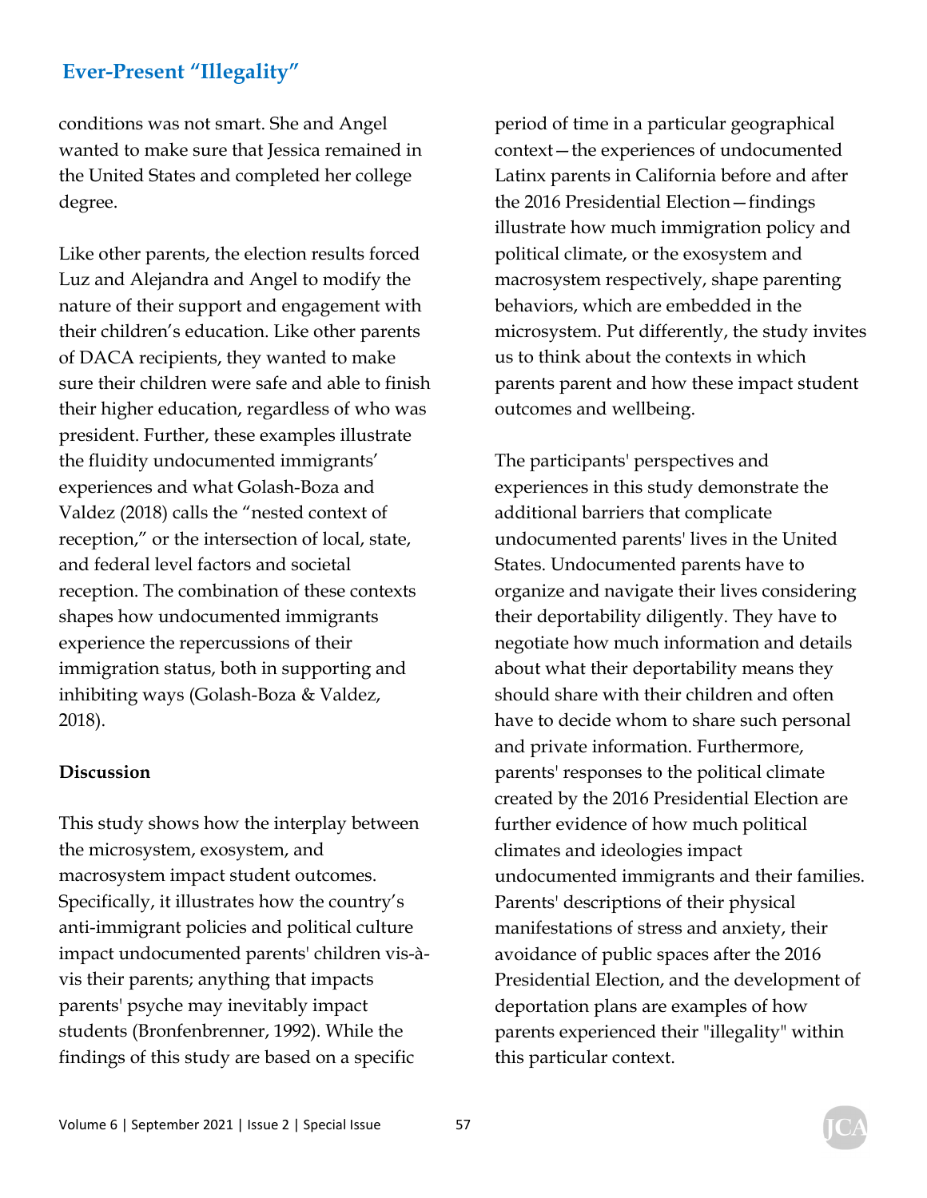conditions was not smart. She and Angel wanted to make sure that Jessica remained in the United States and completed her college degree.

Like other parents, the election results forced Luz and Alejandra and Angel to modify the nature of their support and engagement with their children's education. Like other parents of DACA recipients, they wanted to make sure their children were safe and able to finish their higher education, regardless of who was president. Further, these examples illustrate the fluidity undocumented immigrants' experiences and what Golash-Boza and Valdez (2018) calls the "nested context of reception," or the intersection of local, state, and federal level factors and societal reception. The combination of these contexts shapes how undocumented immigrants experience the repercussions of their immigration status, both in supporting and inhibiting ways (Golash-Boza & Valdez, 2018).

**Discussion**

This study shows how the interplay between the microsystem, exosystem, and macrosystem impact student outcomes. Specifically, it illustrates how the country's anti-immigrant policies and political culture impact undocumented parents' children vis-à-vis their parents; anything that impacts parents' psyche may inevitably impact students (Bronfenbrenner, 1992). While the findings of this study are based on a specific period of time in a particular geographical context—the experiences of undocumented Latinx parents in California before and after the 2016 Presidential Election—findings illustrate how much immigration policy and political climate, or the exosystem and macrosystem respectively, shape parenting behaviors, which are embedded in the microsystem. Put differently, the study invites us to think about the contexts in which parents parent and how these impact student outcomes and wellbeing.

The participants' perspectives and experiences in this study demonstrate the additional barriers that complicate undocumented parents' lives in the United States. Undocumented parents have to organize and navigate their lives considering their deportability diligently. They have to negotiate how much information and details about what their deportability means they should share with their children and often have to decide whom to share such personal and private information. Furthermore, parents' responses to the political climate created by the 2016 Presidential Election are further evidence of how much political climates and ideologies impact undocumented immigrants and their families. Parents' descriptions of their physical manifestations of stress and anxiety, their avoidance of public spaces after the 2016 Presidential Election, and the development of deportation plans are examples of how parents experienced their "illegality" within this particular context.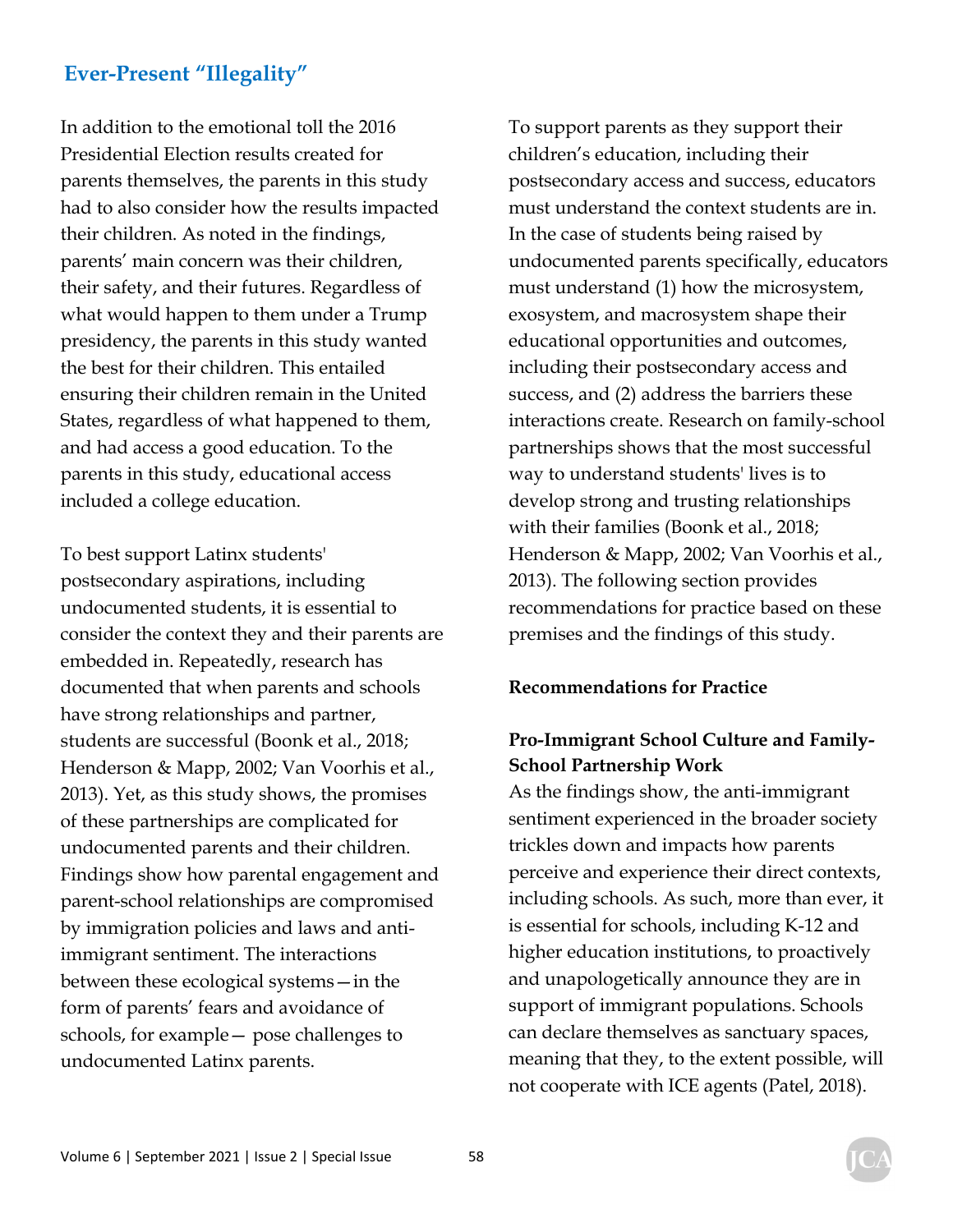## Ever-Present "Illegality"

In addition to the emotional toll the 2016 Presidential Election results created for parents themselves, the parents in this study had to also consider how the results impacted their children. As noted in the findings, parents' main concern was their children, their safety, and their futures. Regardless of what would happen to them under a Trump presidency, the parents in this study wanted the best for their children. This entailed ensuring their children remain in the United States, regardless of what happened to them, and had access a good education. To the parents in this study, educational access included a college education.

To best support Latinx students' postsecondary aspirations, including undocumented students, it is essential to consider the context they and their parents are embedded in. Repeatedly, research has documented that when parents and schools have strong relationships and partner, students are successful (Boonk et al., 2018; Henderson & Mapp, 2002; Van Voorhis et al., 2013). Yet, as this study shows, the promises of these partnerships are complicated for undocumented parents and their children. Findings show how parental engagement and parent-school relationships are compromised by immigration policies and laws and anti-immigrant sentiment. The interactions between these ecological systems—in the form of parents' fears and avoidance of schools, for example— pose challenges to undocumented Latinx parents.

To support parents as they support their children's education, including their postsecondary access and success, educators must understand the context students are in. In the case of students being raised by undocumented parents specifically, educators must understand (1) how the microsystem, exosystem, and macrosystem shape their educational opportunities and outcomes, including their postsecondary access and success, and (2) address the barriers these interactions create. Research on family-school partnerships shows that the most successful way to understand students' lives is to develop strong and trusting relationships with their families (Boonk et al., 2018; Henderson & Mapp, 2002; Van Voorhis et al., 2013). The following section provides recommendations for practice based on these premises and the findings of this study.

### Recommendations for Practice

#### Pro-Immigrant School Culture and Family-School Partnership Work

As the findings show, the anti-immigrant sentiment experienced in the broader society trickles down and impacts how parents perceive and experience their direct contexts, including schools. As such, more than ever, it is essential for schools, including K-12 and higher education institutions, to proactively and unapologetically announce they are in support of immigrant populations. Schools can declare themselves as sanctuary spaces, meaning that they, to the extent possible, will not cooperate with ICE agents (Patel, 2018).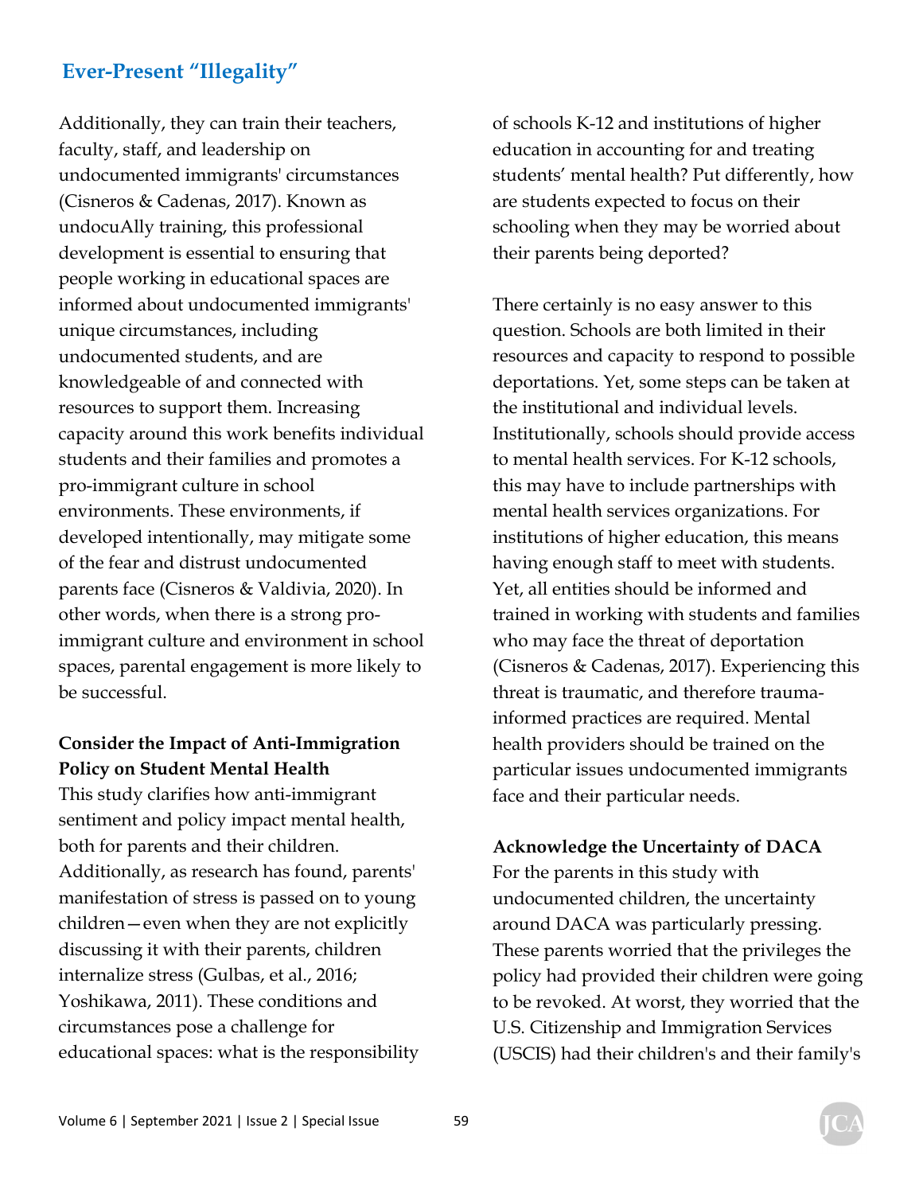Additionally, they can train their teachers, faculty, staff, and leadership on undocumented immigrants' circumstances (Cisneros & Cadenas, 2017). Known as undocuAlly training, this professional development is essential to ensuring that people working in educational spaces are informed about undocumented immigrants' unique circumstances, including undocumented students, and are knowledgeable of and connected with resources to support them. Increasing capacity around this work benefits individual students and their families and promotes a pro-immigrant culture in school environments. These environments, if developed intentionally, may mitigate some of the fear and distrust undocumented parents face (Cisneros & Valdivia, 2020). In other words, when there is a strong pro-immigrant culture and environment in school spaces, parental engagement is more likely to be successful.

**Consider the Impact of Anti-Immigration Policy on Student Mental Health**

This study clarifies how anti-immigrant sentiment and policy impact mental health, both for parents and their children. Additionally, as research has found, parents' manifestation of stress is passed on to young children—even when they are not explicitly discussing it with their parents, children internalize stress (Gulbas, et al., 2016; Yoshikawa, 2011). These conditions and circumstances pose a challenge for educational spaces: what is the responsibility of schools K-12 and institutions of higher education in accounting for and treating students' mental health? Put differently, how are students expected to focus on their schooling when they may be worried about their parents being deported?

There certainly is no easy answer to this question. Schools are both limited in their resources and capacity to respond to possible deportations. Yet, some steps can be taken at the institutional and individual levels. Institutionally, schools should provide access to mental health services. For K-12 schools, this may have to include partnerships with mental health services organizations. For institutions of higher education, this means having enough staff to meet with students. Yet, all entities should be informed and trained in working with students and families who may face the threat of deportation (Cisneros & Cadenas, 2017). Experiencing this threat is traumatic, and therefore trauma-informed practices are required. Mental health providers should be trained on the particular issues undocumented immigrants face and their particular needs.

**Acknowledge the Uncertainty of DACA**

For the parents in this study with undocumented children, the uncertainty around DACA was particularly pressing. These parents worried that the privileges the policy had provided their children were going to be revoked. At worst, they worried that the U.S. Citizenship and Immigration Services (USCIS) had their children's and their family's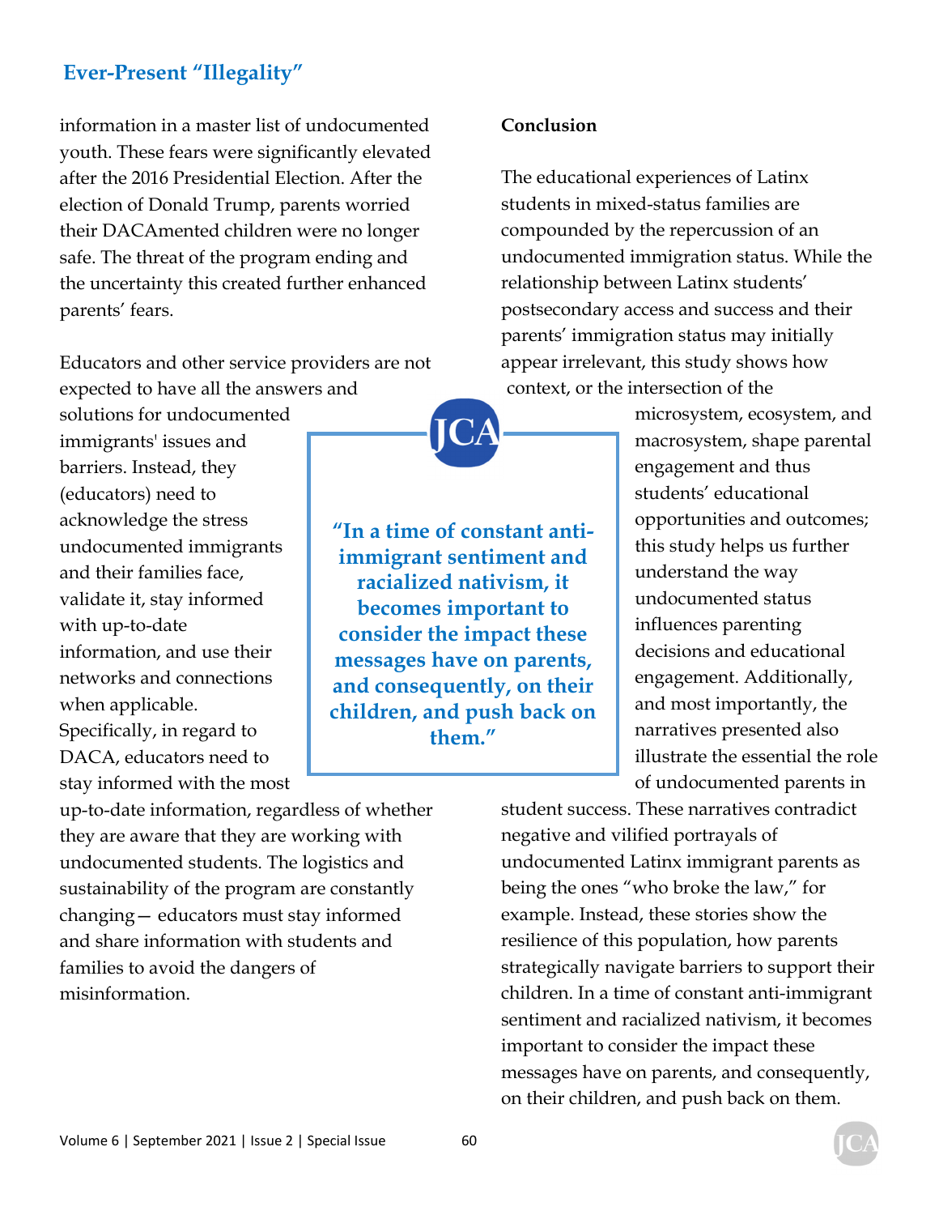information in a master list of undocumented youth. These fears were significantly elevated after the 2016 Presidential Election. After the election of Donald Trump, parents worried their DACAmented children were no longer safe. The threat of the program ending and the uncertainty this created further enhanced parents' fears.

Educators and other service providers are not expected to have all the answers and solutions for undocumented immigrants' issues and barriers. Instead, they (educators) need to acknowledge the stress undocumented immigrants and their families face, validate it, stay informed with up-to-date information, and use their networks and connections when applicable. Specifically, in regard to DACA, educators need to stay informed with the most up-to-date information, regardless of whether they are aware that they are working with undocumented students. The logistics and sustainability of the program are constantly changing— educators must stay informed and share information with students and families to avoid the dangers of misinformation.

> **"In a time of constant anti-immigrant sentiment and racialized nativism, it becomes important to consider the impact these messages have on parents, and consequently, on their children, and push back on them."**

**Conclusion**

The educational experiences of Latinx students in mixed-status families are compounded by the repercussion of an undocumented immigration status. While the relationship between Latinx students' postsecondary access and success and their parents' immigration status may initially appear irrelevant, this study shows how context, or the intersection of the microsystem, ecosystem, and macrosystem, shape parental engagement and thus students' educational opportunities and outcomes; this study helps us further understand the way undocumented status influences parenting decisions and educational engagement. Additionally, and most importantly, the narratives presented also illustrate the essential the role of undocumented parents in student success. These narratives contradict negative and vilified portrayals of undocumented Latinx immigrant parents as being the ones "who broke the law," for example. Instead, these stories show the resilience of this population, how parents strategically navigate barriers to support their children. In a time of constant anti-immigrant sentiment and racialized nativism, it becomes important to consider the impact these messages have on parents, and consequently, on their children, and push back on them.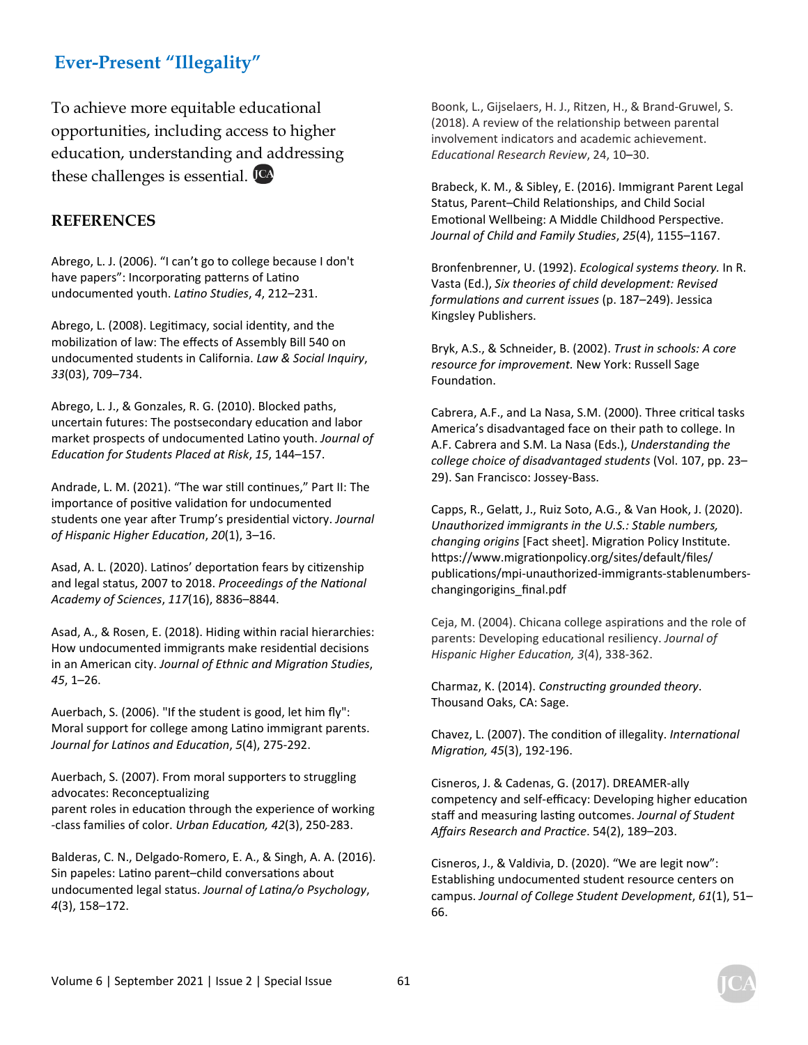## Ever-Present "Illegality"

To achieve more equitable educational opportunities, including access to higher education, understanding and addressing these challenges is essential.

### REFERENCES

Abrego, L. J. (2006). "I can't go to college because I don't have papers": Incorporating patterns of Latino undocumented youth. *Latino Studies*, *4*, 212–231.

Abrego, L. (2008). Legitimacy, social identity, and the mobilization of law: The effects of Assembly Bill 540 on undocumented students in California. *Law & Social Inquiry*, *33*(03), 709–734.

Abrego, L. J., & Gonzales, R. G. (2010). Blocked paths, uncertain futures: The postsecondary education and labor market prospects of undocumented Latino youth. *Journal of Education for Students Placed at Risk*, *15*, 144–157.

Andrade, L. M. (2021). "The war still continues," Part II: The importance of positive validation for undocumented students one year after Trump's presidential victory. *Journal of Hispanic Higher Education*, *20*(1), 3–16.

Asad, A. L. (2020). Latinos' deportation fears by citizenship and legal status, 2007 to 2018. *Proceedings of the National Academy of Sciences*, *117*(16), 8836–8844.

Asad, A., & Rosen, E. (2018). Hiding within racial hierarchies: How undocumented immigrants make residential decisions in an American city. *Journal of Ethnic and Migration Studies*, *45*, 1–26.

Auerbach, S. (2006). "If the student is good, let him fly": Moral support for college among Latino immigrant parents. *Journal for Latinos and Education*, *5*(4), 275-292.

Auerbach, S. (2007). From moral supporters to struggling advocates: Reconceptualizing parent roles in education through the experience of working -class families of color. *Urban Education, 42*(3), 250-283.

Balderas, C. N., Delgado-Romero, E. A., & Singh, A. A. (2016). Sin papeles: Latino parent–child conversations about undocumented legal status. *Journal of Latina/o Psychology*, *4*(3), 158–172.

Boonk, L., Gijselaers, H. J., Ritzen, H., & Brand-Gruwel, S. (2018). A review of the relationship between parental involvement indicators and academic achievement. *Educational Research Review*, 24, 10–30.

Brabeck, K. M., & Sibley, E. (2016). Immigrant Parent Legal Status, Parent–Child Relationships, and Child Social Emotional Wellbeing: A Middle Childhood Perspective. *Journal of Child and Family Studies*, *25*(4), 1155–1167.

Bronfenbrenner, U. (1992). *Ecological systems theory.* In R. Vasta (Ed.), *Six theories of child development: Revised formulations and current issues* (p. 187–249). Jessica Kingsley Publishers.

Bryk, A.S., & Schneider, B. (2002). *Trust in schools: A core resource for improvement.* New York: Russell Sage Foundation.

Cabrera, A.F., and La Nasa, S.M. (2000). Three critical tasks America's disadvantaged face on their path to college. In A.F. Cabrera and S.M. La Nasa (Eds.), *Understanding the college choice of disadvantaged students* (Vol. 107, pp. 23–29). San Francisco: Jossey-Bass.

Capps, R., Gelatt, J., Ruiz Soto, A.G., & Van Hook, J. (2020). *Unauthorized immigrants in the U.S.: Stable numbers, changing origins* [Fact sheet]. Migration Policy Institute. https://www.migrationpolicy.org/sites/default/files/publications/mpi-unauthorized-immigrants-stablenumbers-changingorigins_final.pdf

Ceja, M. (2004). Chicana college aspirations and the role of parents: Developing educational resiliency. *Journal of Hispanic Higher Education, 3*(4), 338-362.

Charmaz, K. (2014). *Constructing grounded theory*. Thousand Oaks, CA: Sage.

Chavez, L. (2007). The condition of illegality. *International Migration, 45*(3), 192-196.

Cisneros, J. & Cadenas, G. (2017). DREAMER-ally competency and self-efficacy: Developing higher education staff and measuring lasting outcomes. *Journal of Student Affairs Research and Practice*. 54(2), 189–203.

Cisneros, J., & Valdivia, D. (2020). "We are legit now": Establishing undocumented student resource centers on campus. *Journal of College Student Development*, *61*(1), 51–66.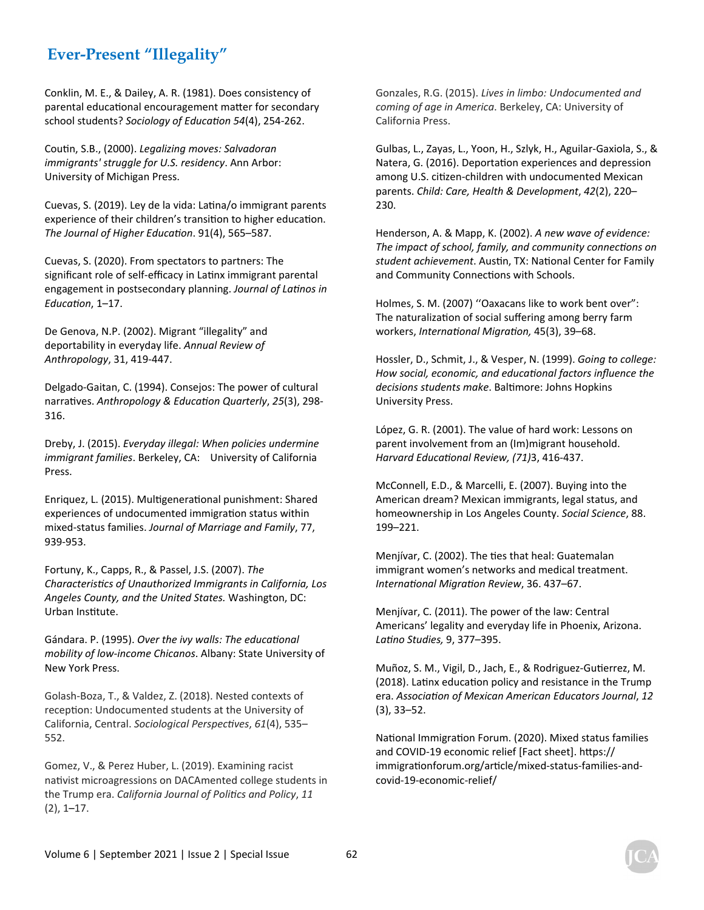Conklin, M. E., & Dailey, A. R. (1981). Does consistency of parental educational encouragement matter for secondary school students? *Sociology of Education 54*(4), 254-262.

Coutin, S.B., (2000). *Legalizing moves: Salvadoran immigrants' struggle for U.S. residency*. Ann Arbor: University of Michigan Press.

Cuevas, S. (2019). Ley de la vida: Latina/o immigrant parents experience of their children's transition to higher education. *The Journal of Higher Education*. 91(4), 565–587.

Cuevas, S. (2020). From spectators to partners: The significant role of self-efficacy in Latinx immigrant parental engagement in postsecondary planning. *Journal of Latinos in Education*, 1–17.

De Genova, N.P. (2002). Migrant "illegality" and deportability in everyday life. *Annual Review of Anthropology*, 31, 419-447.

Delgado-Gaitan, C. (1994). Consejos: The power of cultural narratives. *Anthropology & Education Quarterly*, *25*(3), 298-316.

Dreby, J. (2015). *Everyday illegal: When policies undermine immigrant families*. Berkeley, CA: University of California Press.

Enriquez, L. (2015). Multigenerational punishment: Shared experiences of undocumented immigration status within mixed-status families. *Journal of Marriage and Family*, 77, 939-953.

Fortuny, K., Capps, R., & Passel, J.S. (2007). *The Characteristics of Unauthorized Immigrants in California, Los Angeles County, and the United States.* Washington, DC: Urban Institute.

Gándara. P. (1995). *Over the ivy walls: The educational mobility of low-income Chicanos*. Albany: State University of New York Press.

Golash-Boza, T., & Valdez, Z. (2018). Nested contexts of reception: Undocumented students at the University of California, Central. *Sociological Perspectives*, *61*(4), 535–552.

Gomez, V., & Perez Huber, L. (2019). Examining racist nativist microagressions on DACAmented college students in the Trump era. *California Journal of Politics and Policy*, *11* (2), 1–17.

Gonzales, R.G. (2015). *Lives in limbo: Undocumented and coming of age in America*. Berkeley, CA: University of California Press.

Gulbas, L., Zayas, L., Yoon, H., Szlyk, H., Aguilar-Gaxiola, S., & Natera, G. (2016). Deportation experiences and depression among U.S. citizen-children with undocumented Mexican parents. *Child: Care, Health & Development*, *42*(2), 220–230.

Henderson, A. & Mapp, K. (2002). *A new wave of evidence: The impact of school, family, and community connections on student achievement*. Austin, TX: National Center for Family and Community Connections with Schools.

Holmes, S. M. (2007) ''Oaxacans like to work bent over": The naturalization of social suffering among berry farm workers, *International Migration,* 45(3), 39–68.

Hossler, D., Schmit, J., & Vesper, N. (1999). *Going to college: How social, economic, and educational factors influence the decisions students make*. Baltimore: Johns Hopkins University Press.

López, G. R. (2001). The value of hard work: Lessons on parent involvement from an (Im)migrant household. *Harvard Educational Review, (71)*3, 416-437.

McConnell, E.D., & Marcelli, E. (2007). Buying into the American dream? Mexican immigrants, legal status, and homeownership in Los Angeles County. *Social Science*, 88. 199–221.

Menjívar, C. (2002). The ties that heal: Guatemalan immigrant women's networks and medical treatment. *International Migration Review*, 36. 437–67.

Menjívar, C. (2011). The power of the law: Central Americans' legality and everyday life in Phoenix, Arizona. *Latino Studies,* 9, 377–395.

Muñoz, S. M., Vigil, D., Jach, E., & Rodriguez-Gutierrez, M. (2018). Latinx education policy and resistance in the Trump era. *Association of Mexican American Educators Journal*, *12* (3), 33–52.

National Immigration Forum. (2020). Mixed status families and COVID-19 economic relief [Fact sheet]. https://immigrationforum.org/article/mixed-status-families-and-covid-19-economic-relief/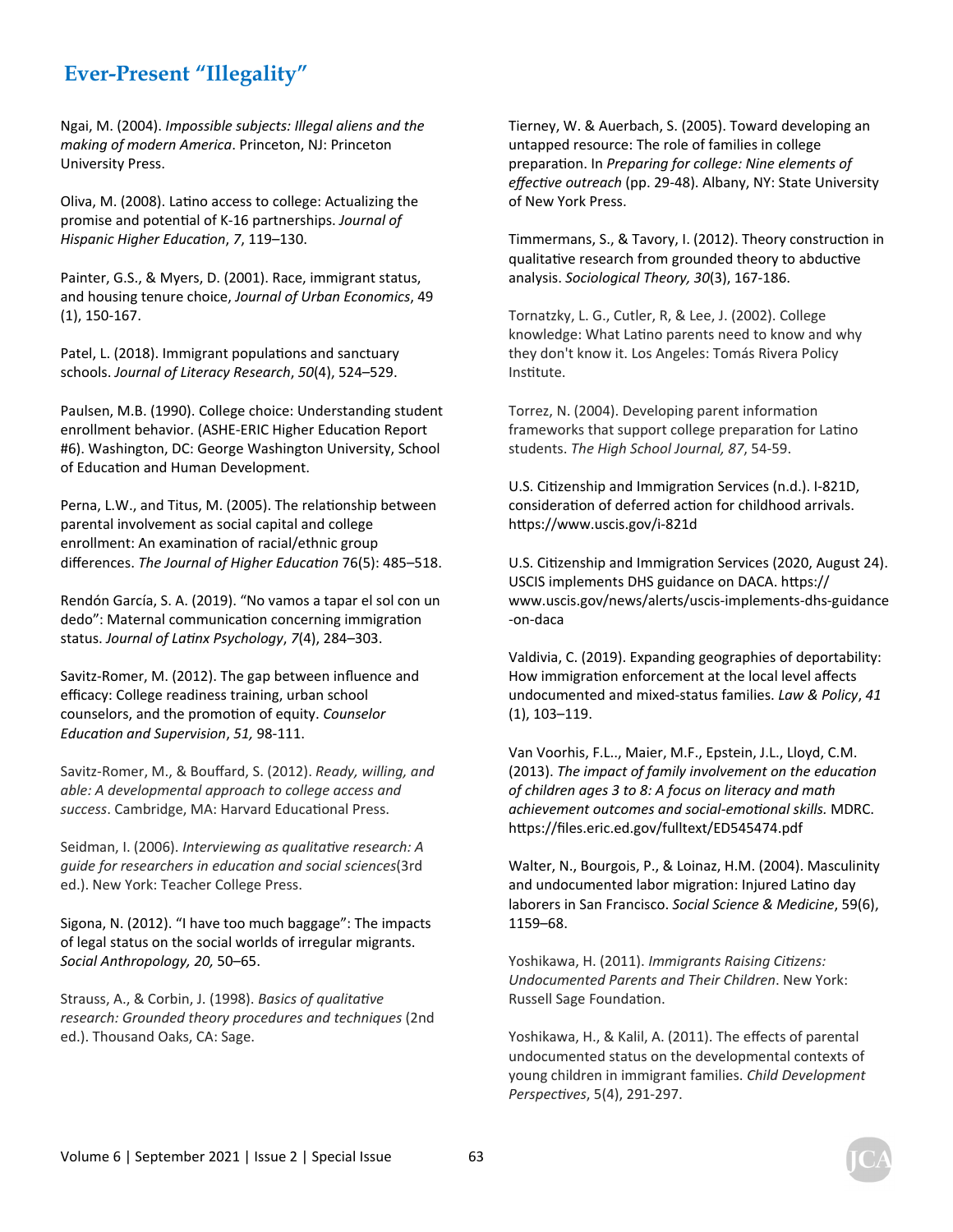Ngai, M. (2004). *Impossible subjects: Illegal aliens and the making of modern America*. Princeton, NJ: Princeton University Press.

Oliva, M. (2008). Latino access to college: Actualizing the promise and potential of K-16 partnerships. *Journal of Hispanic Higher Education*, *7*, 119–130.

Painter, G.S., & Myers, D. (2001). Race, immigrant status, and housing tenure choice, *Journal of Urban Economics*, 49 (1), 150-167.

Patel, L. (2018). Immigrant populations and sanctuary schools. *Journal of Literacy Research*, *50*(4), 524–529.

Paulsen, M.B. (1990). College choice: Understanding student enrollment behavior. (ASHE-ERIC Higher Education Report #6). Washington, DC: George Washington University, School of Education and Human Development.

Perna, L.W., and Titus, M. (2005). The relationship between parental involvement as social capital and college enrollment: An examination of racial/ethnic group differences. *The Journal of Higher Education* 76(5): 485–518.

Rendón García, S. A. (2019). "No vamos a tapar el sol con un dedo": Maternal communication concerning immigration status. *Journal of Latinx Psychology*, *7*(4), 284–303.

Savitz-Romer, M. (2012). The gap between influence and efficacy: College readiness training, urban school counselors, and the promotion of equity. *Counselor Education and Supervision*, *51,* 98-111.

Savitz-Romer, M., & Bouffard, S. (2012). *Ready, willing, and able: A developmental approach to college access and success*. Cambridge, MA: Harvard Educational Press.

Seidman, I. (2006). *Interviewing as qualitative research: A guide for researchers in education and social sciences*(3rd ed.). New York: Teacher College Press.

Sigona, N. (2012). "I have too much baggage": The impacts of legal status on the social worlds of irregular migrants. *Social Anthropology, 20,* 50–65.

Strauss, A., & Corbin, J. (1998). *Basics of qualitative research: Grounded theory procedures and techniques* (2nd ed.). Thousand Oaks, CA: Sage.

Tierney, W. & Auerbach, S. (2005). Toward developing an untapped resource: The role of families in college preparation. In *Preparing for college: Nine elements of effective outreach* (pp. 29-48). Albany, NY: State University of New York Press.

Timmermans, S., & Tavory, I. (2012). Theory construction in qualitative research from grounded theory to abductive analysis. *Sociological Theory, 30*(3), 167-186.

Tornatzky, L. G., Cutler, R, & Lee, J. (2002). College knowledge: What Latino parents need to know and why they don't know it. Los Angeles: Tomás Rivera Policy Institute.

Torrez, N. (2004). Developing parent information frameworks that support college preparation for Latino students. *The High School Journal, 87*, 54-59.

U.S. Citizenship and Immigration Services (n.d.). I-821D, consideration of deferred action for childhood arrivals. https://www.uscis.gov/i-821d

U.S. Citizenship and Immigration Services (2020, August 24). USCIS implements DHS guidance on DACA. https://www.uscis.gov/news/alerts/uscis-implements-dhs-guidance-on-daca

Valdivia, C. (2019). Expanding geographies of deportability: How immigration enforcement at the local level affects undocumented and mixed-status families. *Law & Policy*, *41* (1), 103–119.

Van Voorhis, F.L.., Maier, M.F., Epstein, J.L., Lloyd, C.M. (2013). *The impact of family involvement on the education of children ages 3 to 8: A focus on literacy and math achievement outcomes and social-emotional skills.* MDRC. https://files.eric.ed.gov/fulltext/ED545474.pdf

Walter, N., Bourgois, P., & Loinaz, H.M. (2004). Masculinity and undocumented labor migration: Injured Latino day laborers in San Francisco. *Social Science & Medicine*, 59(6), 1159–68.

Yoshikawa, H. (2011). *Immigrants Raising Citizens: Undocumented Parents and Their Children*. New York: Russell Sage Foundation.

Yoshikawa, H., & Kalil, A. (2011). The effects of parental undocumented status on the developmental contexts of young children in immigrant families. *Child Development Perspectives*, 5(4), 291-297.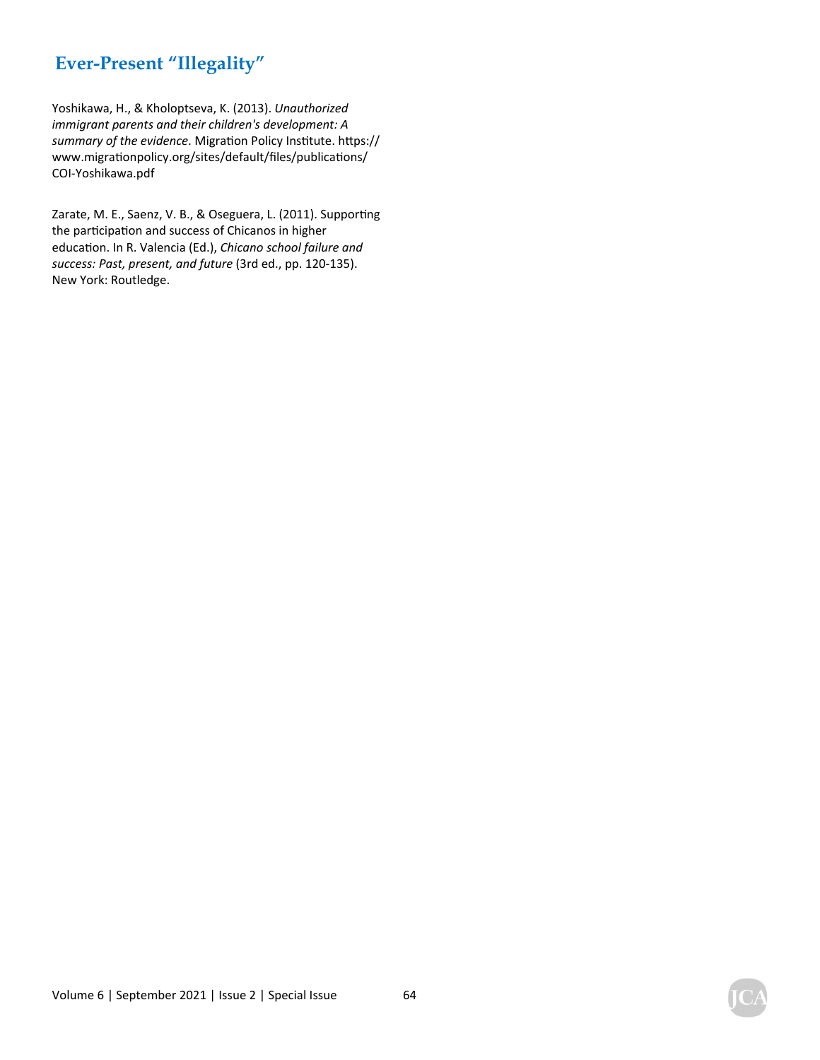Yoshikawa, H., & Kholoptseva, K. (2013). *Unauthorized immigrant parents and their children's development: A summary of the evidence*. Migration Policy Institute. https://www.migrationpolicy.org/sites/default/files/publications/COI-Yoshikawa.pdf

Zarate, M. E., Saenz, V. B., & Oseguera, L. (2011). Supporting the participation and success of Chicanos in higher education. In R. Valencia (Ed.), *Chicano school failure and success: Past, present, and future* (3rd ed., pp. 120-135). New York: Routledge.